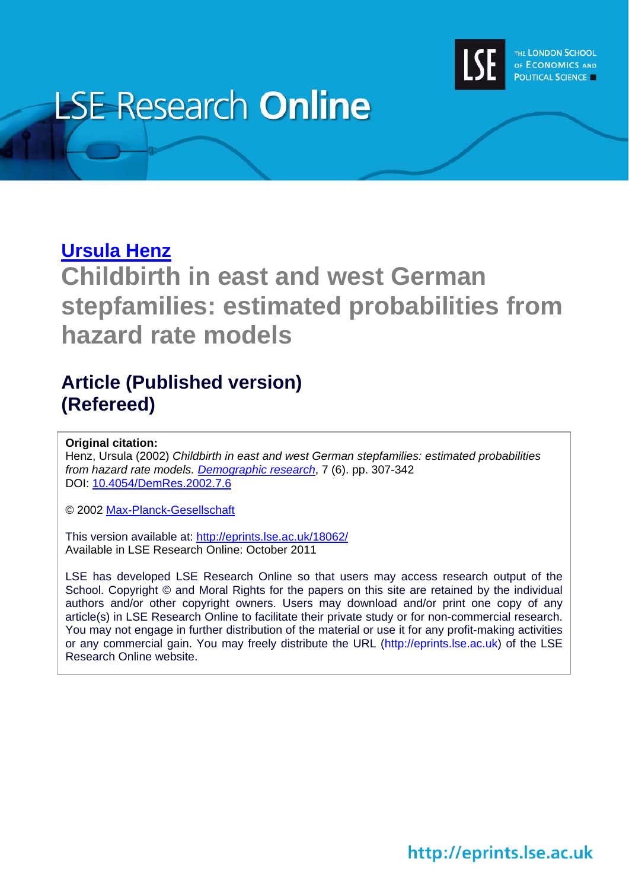LSE Research **Online**

THE LONDON SCHOOL OF ECONOMICS AND POLITICAL SCIENCE

## [Ursula Henz](#)

# Childbirth in east and west German stepfamilies: estimated probabilities from hazard rate models

## Article (Published version) (Refereed)

**Original citation:**
Henz, Ursula (2002) *Childbirth in east and west German stepfamilies: estimated probabilities from hazard rate models. [Demographic research](#)*, 7 (6). pp. 307-342
DOI: [10.4054/DemRes.2002.7.6](#)

© 2002 [Max-Planck-Gesellschaft](#)

This version available at: [http://eprints.lse.ac.uk/18062/](http://eprints.lse.ac.uk/18062/)
Available in LSE Research Online: October 2011

LSE has developed LSE Research Online so that users may access research output of the School. Copyright © and Moral Rights for the papers on this site are retained by the individual authors and/or other copyright owners. Users may download and/or print one copy of any article(s) in LSE Research Online to facilitate their private study or for non-commercial research. You may not engage in further distribution of the material or use it for any profit-making activities or any commercial gain. You may freely distribute the URL (http://eprints.lse.ac.uk) of the LSE Research Online website.

http://eprints.lse.ac.uk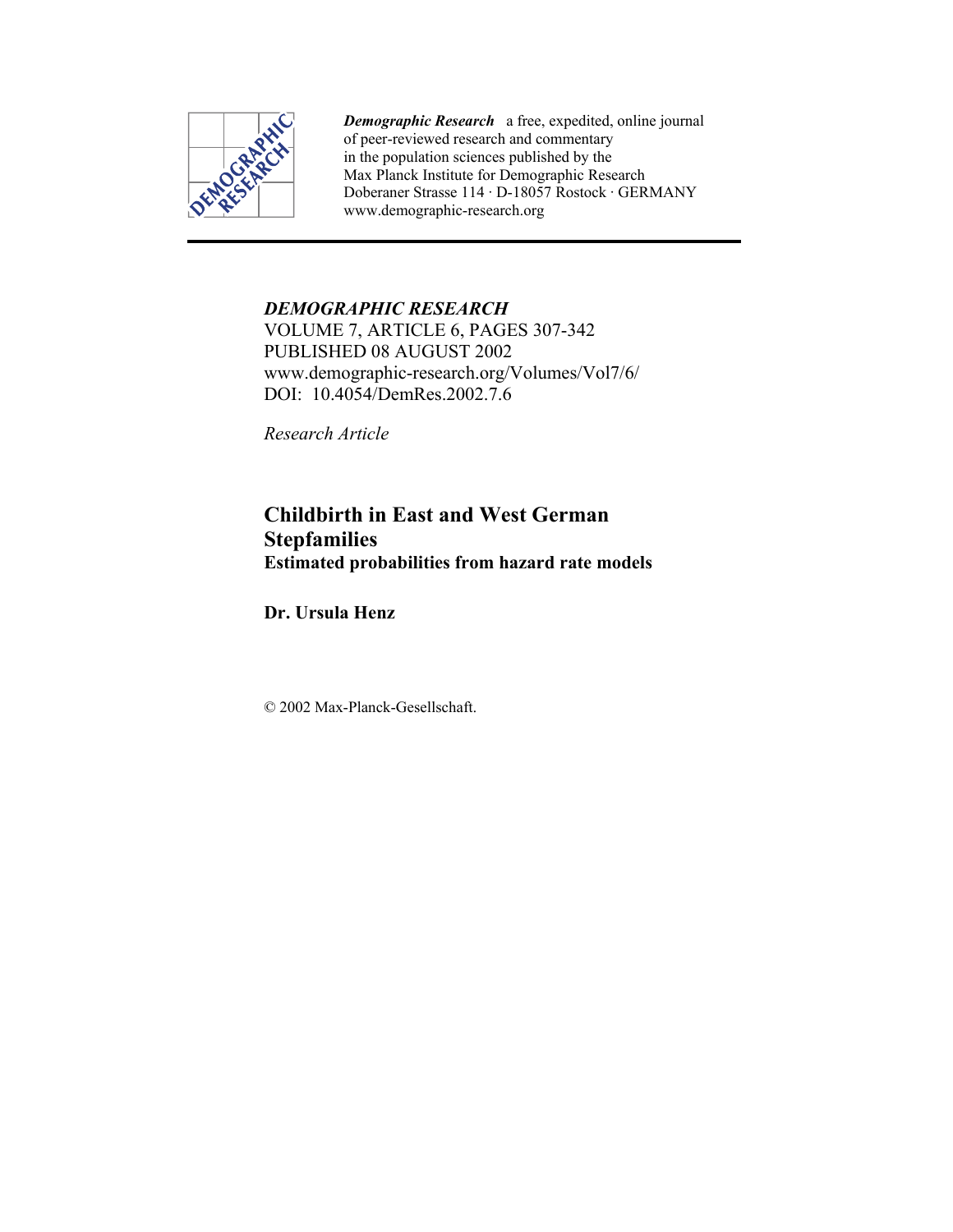*Demographic Research* a free, expedited, online journal of peer-reviewed research and commentary in the population sciences published by the Max Planck Institute for Demographic Research Doberaner Strasse 114 · D-18057 Rostock · GERMANY www.demographic-research.org

*DEMOGRAPHIC RESEARCH*
VOLUME 7, ARTICLE 6, PAGES 307-342
PUBLISHED 08 AUGUST 2002
www.demographic-research.org/Volumes/Vol7/6/
DOI: 10.4054/DemRes.2002.7.6

*Research Article*

# Childbirth in East and West German Stepfamilies

## Estimated probabilities from hazard rate models

**Dr. Ursula Henz**

© 2002 Max-Planck-Gesellschaft.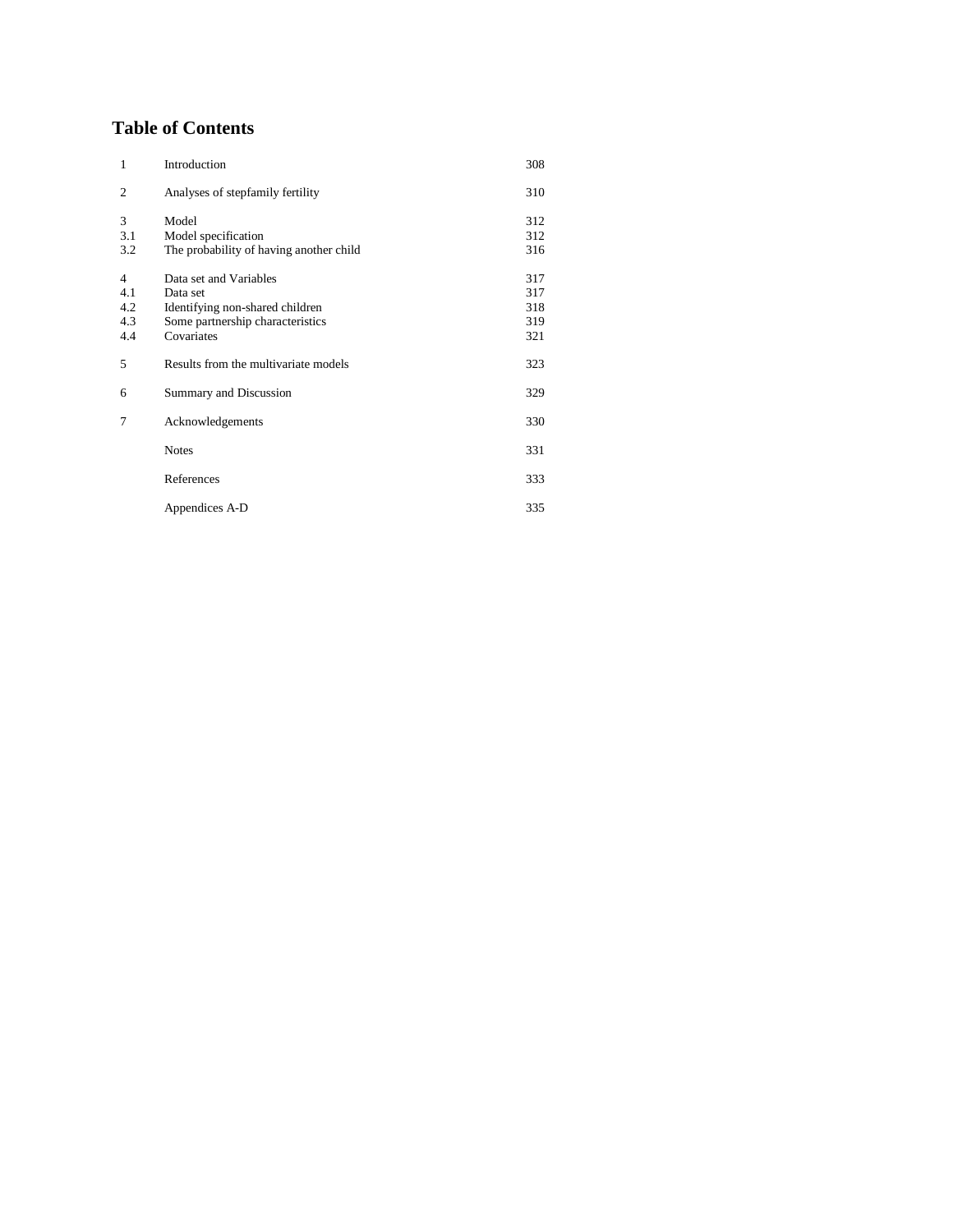## Table of Contents

| | | |
|---|---|---|
| 1 | Introduction | 308 |
| 2 | Analyses of stepfamily fertility | 310 |
| 3 | Model | 312 |
| 3.1 | Model specification | 312 |
| 3.2 | The probability of having another child | 316 |
| 4 | Data set and Variables | 317 |
| 4.1 | Data set | 317 |
| 4.2 | Identifying non-shared children | 318 |
| 4.3 | Some partnership characteristics | 319 |
| 4.4 | Covariates | 321 |
| 5 | Results from the multivariate models | 323 |
| 6 | Summary and Discussion | 329 |
| 7 | Acknowledgements | 330 |
| | Notes | 331 |
| | References | 333 |
| | Appendices A-D | 335 |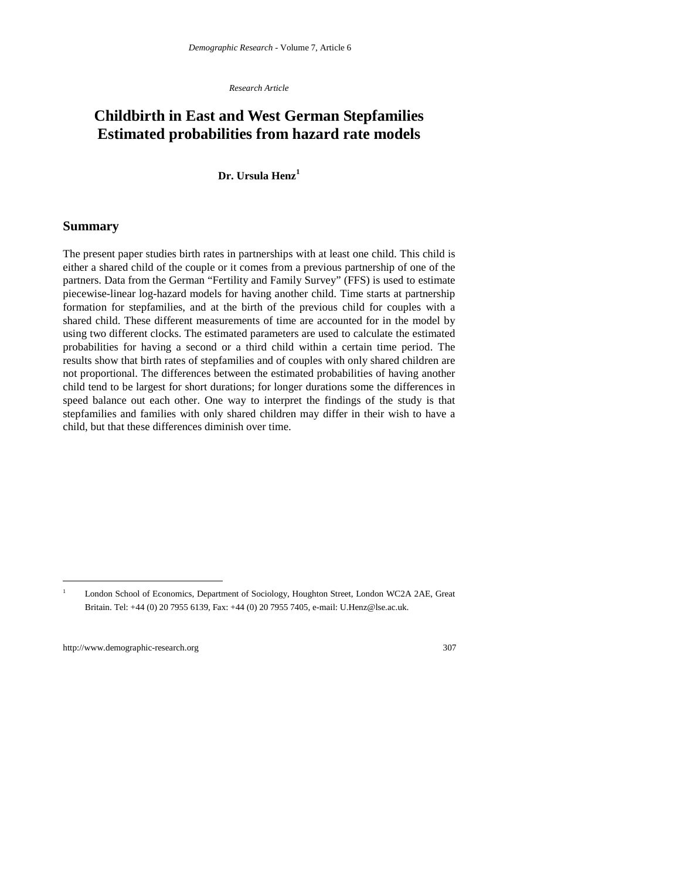*Research Article*

# Childbirth in East and West German Stepfamilies Estimated probabilities from hazard rate models

**Dr. Ursula Henz**[1]

## Summary

The present paper studies birth rates in partnerships with at least one child. This child is either a shared child of the couple or it comes from a previous partnership of one of the partners. Data from the German “Fertility and Family Survey” (FFS) is used to estimate piecewise-linear log-hazard models for having another child. Time starts at partnership formation for stepfamilies, and at the birth of the previous child for couples with a shared child. These different measurements of time are accounted for in the model by using two different clocks. The estimated parameters are used to calculate the estimated probabilities for having a second or a third child within a certain time period. The results show that birth rates of stepfamilies and of couples with only shared children are not proportional. The differences between the estimated probabilities of having another child tend to be largest for short durations; for longer durations some the differences in speed balance out each other. One way to interpret the findings of the study is that stepfamilies and families with only shared children may differ in their wish to have a child, but that these differences diminish over time.

---

[1] London School of Economics, Department of Sociology, Houghton Street, London WC2A 2AE, Great Britain. Tel: +44 (0) 20 7955 6139, Fax: +44 (0) 20 7955 7405, e-mail: U.Henz@lse.ac.uk.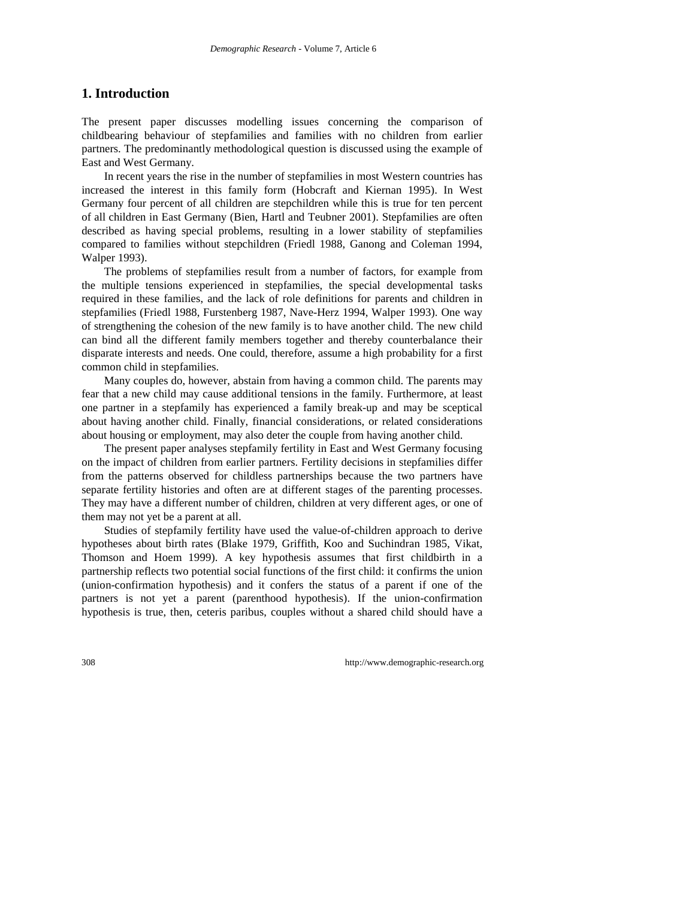## 1. Introduction

The present paper discusses modelling issues concerning the comparison of childbearing behaviour of stepfamilies and families with no children from earlier partners. The predominantly methodological question is discussed using the example of East and West Germany.

In recent years the rise in the number of stepfamilies in most Western countries has increased the interest in this family form (Hobcraft and Kiernan 1995). In West Germany four percent of all children are stepchildren while this is true for ten percent of all children in East Germany (Bien, Hartl and Teubner 2001). Stepfamilies are often described as having special problems, resulting in a lower stability of stepfamilies compared to families without stepchildren (Friedl 1988, Ganong and Coleman 1994, Walper 1993).

The problems of stepfamilies result from a number of factors, for example from the multiple tensions experienced in stepfamilies, the special developmental tasks required in these families, and the lack of role definitions for parents and children in stepfamilies (Friedl 1988, Furstenberg 1987, Nave-Herz 1994, Walper 1993). One way of strengthening the cohesion of the new family is to have another child. The new child can bind all the different family members together and thereby counterbalance their disparate interests and needs. One could, therefore, assume a high probability for a first common child in stepfamilies.

Many couples do, however, abstain from having a common child. The parents may fear that a new child may cause additional tensions in the family. Furthermore, at least one partner in a stepfamily has experienced a family break-up and may be sceptical about having another child. Finally, financial considerations, or related considerations about housing or employment, may also deter the couple from having another child.

The present paper analyses stepfamily fertility in East and West Germany focusing on the impact of children from earlier partners. Fertility decisions in stepfamilies differ from the patterns observed for childless partnerships because the two partners have separate fertility histories and often are at different stages of the parenting processes. They may have a different number of children, children at very different ages, or one of them may not yet be a parent at all.

Studies of stepfamily fertility have used the value-of-children approach to derive hypotheses about birth rates (Blake 1979, Griffith, Koo and Suchindran 1985, Vikat, Thomson and Hoem 1999). A key hypothesis assumes that first childbirth in a partnership reflects two potential social functions of the first child: it confirms the union (union-confirmation hypothesis) and it confers the status of a parent if one of the partners is not yet a parent (parenthood hypothesis). If the union-confirmation hypothesis is true, then, ceteris paribus, couples without a shared child should have a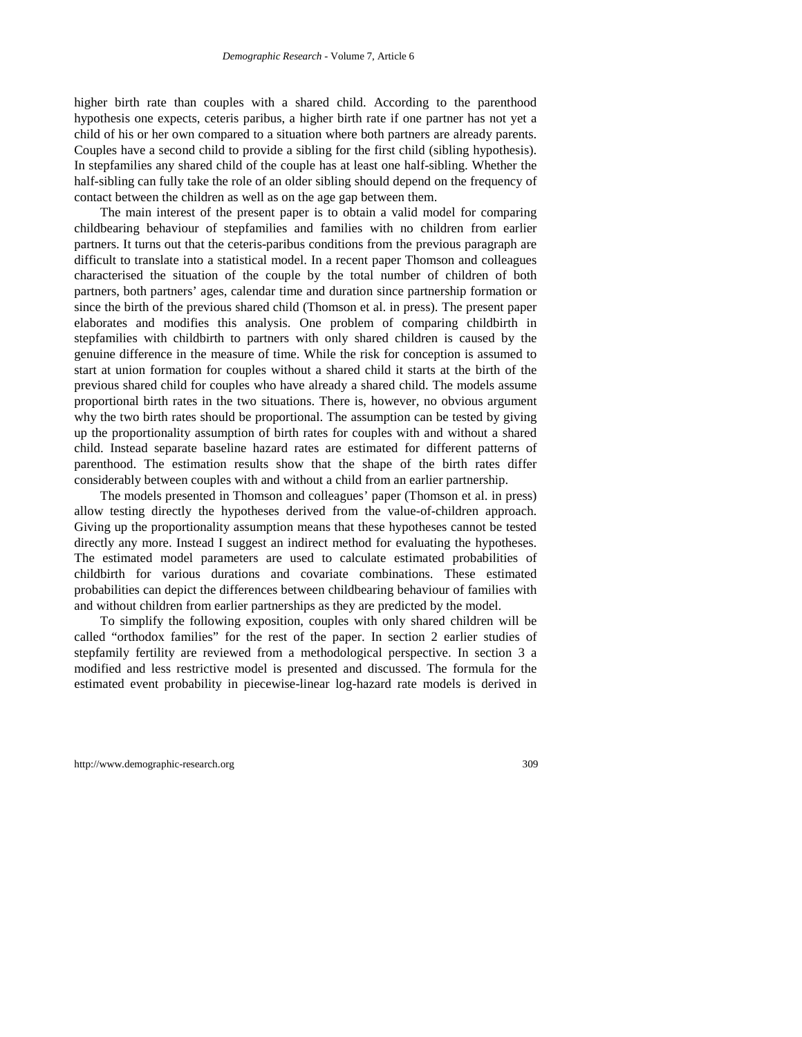higher birth rate than couples with a shared child. According to the parenthood hypothesis one expects, ceteris paribus, a higher birth rate if one partner has not yet a child of his or her own compared to a situation where both partners are already parents. Couples have a second child to provide a sibling for the first child (sibling hypothesis). In stepfamilies any shared child of the couple has at least one half-sibling. Whether the half-sibling can fully take the role of an older sibling should depend on the frequency of contact between the children as well as on the age gap between them.

The main interest of the present paper is to obtain a valid model for comparing childbearing behaviour of stepfamilies and families with no children from earlier partners. It turns out that the ceteris-paribus conditions from the previous paragraph are difficult to translate into a statistical model. In a recent paper Thomson and colleagues characterised the situation of the couple by the total number of children of both partners, both partners' ages, calendar time and duration since partnership formation or since the birth of the previous shared child (Thomson et al. in press). The present paper elaborates and modifies this analysis. One problem of comparing childbirth in stepfamilies with childbirth to partners with only shared children is caused by the genuine difference in the measure of time. While the risk for conception is assumed to start at union formation for couples without a shared child it starts at the birth of the previous shared child for couples who have already a shared child. The models assume proportional birth rates in the two situations. There is, however, no obvious argument why the two birth rates should be proportional. The assumption can be tested by giving up the proportionality assumption of birth rates for couples with and without a shared child. Instead separate baseline hazard rates are estimated for different patterns of parenthood. The estimation results show that the shape of the birth rates differ considerably between couples with and without a child from an earlier partnership.

The models presented in Thomson and colleagues' paper (Thomson et al. in press) allow testing directly the hypotheses derived from the value-of-children approach. Giving up the proportionality assumption means that these hypotheses cannot be tested directly any more. Instead I suggest an indirect method for evaluating the hypotheses. The estimated model parameters are used to calculate estimated probabilities of childbirth for various durations and covariate combinations. These estimated probabilities can depict the differences between childbearing behaviour of families with and without children from earlier partnerships as they are predicted by the model.

To simplify the following exposition, couples with only shared children will be called "orthodox families" for the rest of the paper. In section 2 earlier studies of stepfamily fertility are reviewed from a methodological perspective. In section 3 a modified and less restrictive model is presented and discussed. The formula for the estimated event probability in piecewise-linear log-hazard rate models is derived in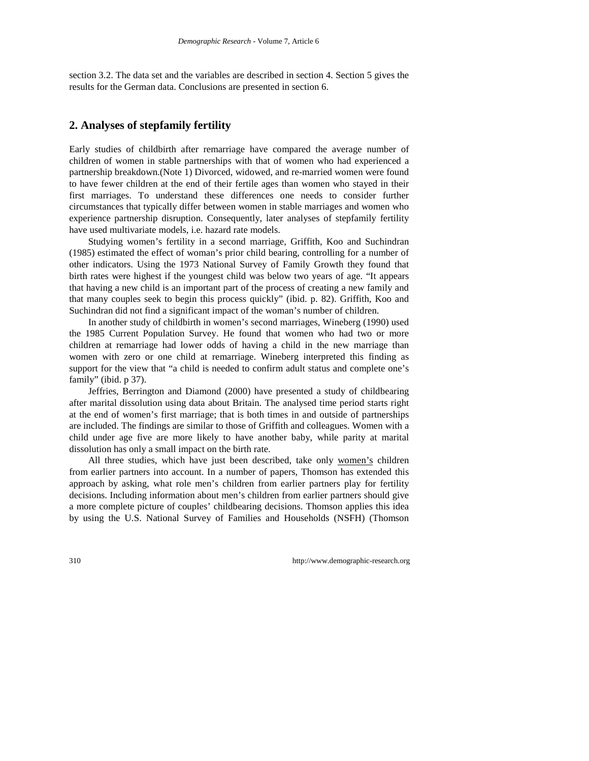section 3.2. The data set and the variables are described in section 4. Section 5 gives the results for the German data. Conclusions are presented in section 6.

## 2. Analyses of stepfamily fertility

Early studies of childbirth after remarriage have compared the average number of children of women in stable partnerships with that of women who had experienced a partnership breakdown.(Note 1) Divorced, widowed, and re-married women were found to have fewer children at the end of their fertile ages than women who stayed in their first marriages. To understand these differences one needs to consider further circumstances that typically differ between women in stable marriages and women who experience partnership disruption. Consequently, later analyses of stepfamily fertility have used multivariate models, i.e. hazard rate models.

Studying women's fertility in a second marriage, Griffith, Koo and Suchindran (1985) estimated the effect of woman's prior child bearing, controlling for a number of other indicators. Using the 1973 National Survey of Family Growth they found that birth rates were highest if the youngest child was below two years of age. "It appears that having a new child is an important part of the process of creating a new family and that many couples seek to begin this process quickly" (ibid. p. 82). Griffith, Koo and Suchindran did not find a significant impact of the woman's number of children.

In another study of childbirth in women's second marriages, Wineberg (1990) used the 1985 Current Population Survey. He found that women who had two or more children at remarriage had lower odds of having a child in the new marriage than women with zero or one child at remarriage. Wineberg interpreted this finding as support for the view that "a child is needed to confirm adult status and complete one's family" (ibid. p 37).

Jeffries, Berrington and Diamond (2000) have presented a study of childbearing after marital dissolution using data about Britain. The analysed time period starts right at the end of women's first marriage; that is both times in and outside of partnerships are included. The findings are similar to those of Griffith and colleagues. Women with a child under age five are more likely to have another baby, while parity at marital dissolution has only a small impact on the birth rate.

All three studies, which have just been described, take only <u>women's</u> children from earlier partners into account. In a number of papers, Thomson has extended this approach by asking, what role men's children from earlier partners play for fertility decisions. Including information about men's children from earlier partners should give a more complete picture of couples' childbearing decisions. Thomson applies this idea by using the U.S. National Survey of Families and Households (NSFH) (Thomson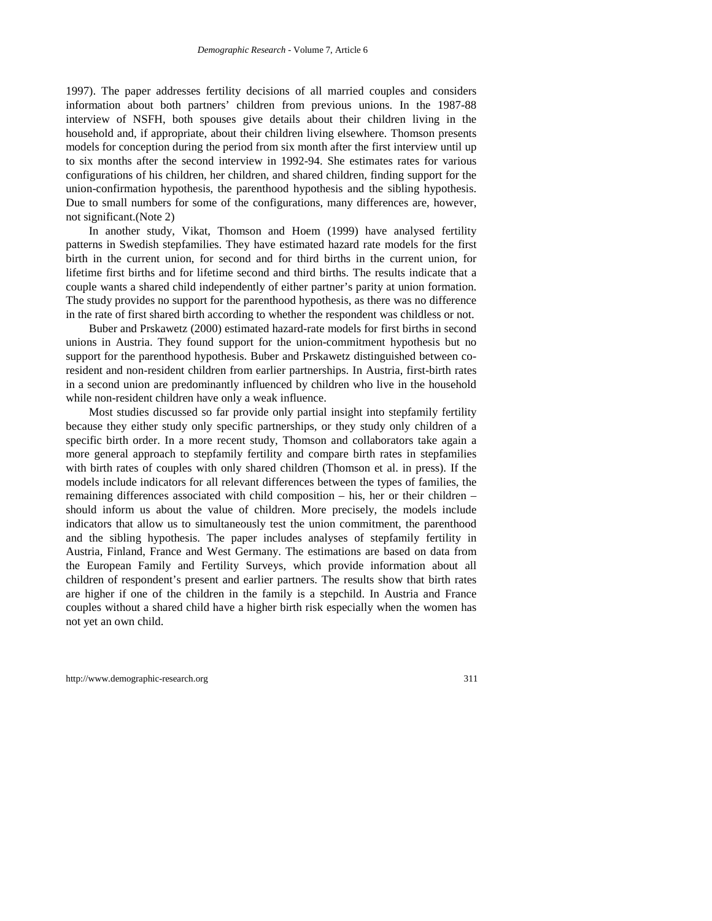1997). The paper addresses fertility decisions of all married couples and considers information about both partners' children from previous unions. In the 1987-88 interview of NSFH, both spouses give details about their children living in the household and, if appropriate, about their children living elsewhere. Thomson presents models for conception during the period from six month after the first interview until up to six months after the second interview in 1992-94. She estimates rates for various configurations of his children, her children, and shared children, finding support for the union-confirmation hypothesis, the parenthood hypothesis and the sibling hypothesis. Due to small numbers for some of the configurations, many differences are, however, not significant.(Note 2)

In another study, Vikat, Thomson and Hoem (1999) have analysed fertility patterns in Swedish stepfamilies. They have estimated hazard rate models for the first birth in the current union, for second and for third births in the current union, for lifetime first births and for lifetime second and third births. The results indicate that a couple wants a shared child independently of either partner's parity at union formation. The study provides no support for the parenthood hypothesis, as there was no difference in the rate of first shared birth according to whether the respondent was childless or not.

Buber and Prskawetz (2000) estimated hazard-rate models for first births in second unions in Austria. They found support for the union-commitment hypothesis but no support for the parenthood hypothesis. Buber and Prskawetz distinguished between co-resident and non-resident children from earlier partnerships. In Austria, first-birth rates in a second union are predominantly influenced by children who live in the household while non-resident children have only a weak influence.

Most studies discussed so far provide only partial insight into stepfamily fertility because they either study only specific partnerships, or they study only children of a specific birth order. In a more recent study, Thomson and collaborators take again a more general approach to stepfamily fertility and compare birth rates in stepfamilies with birth rates of couples with only shared children (Thomson et al. in press). If the models include indicators for all relevant differences between the types of families, the remaining differences associated with child composition – his, her or their children – should inform us about the value of children. More precisely, the models include indicators that allow us to simultaneously test the union commitment, the parenthood and the sibling hypothesis. The paper includes analyses of stepfamily fertility in Austria, Finland, France and West Germany. The estimations are based on data from the European Family and Fertility Surveys, which provide information about all children of respondent's present and earlier partners. The results show that birth rates are higher if one of the children in the family is a stepchild. In Austria and France couples without a shared child have a higher birth risk especially when the women has not yet an own child.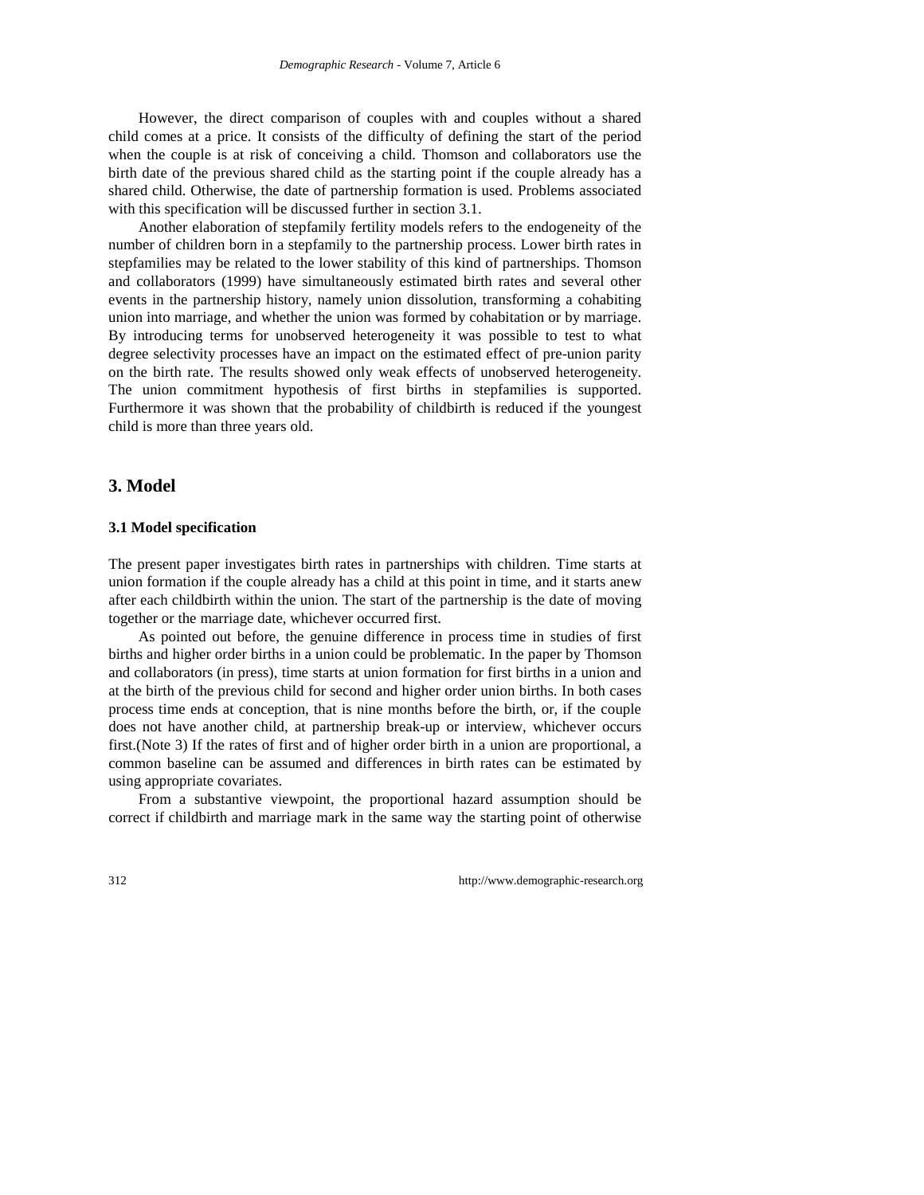However, the direct comparison of couples with and couples without a shared child comes at a price. It consists of the difficulty of defining the start of the period when the couple is at risk of conceiving a child. Thomson and collaborators use the birth date of the previous shared child as the starting point if the couple already has a shared child. Otherwise, the date of partnership formation is used. Problems associated with this specification will be discussed further in section 3.1.

Another elaboration of stepfamily fertility models refers to the endogeneity of the number of children born in a stepfamily to the partnership process. Lower birth rates in stepfamilies may be related to the lower stability of this kind of partnerships. Thomson and collaborators (1999) have simultaneously estimated birth rates and several other events in the partnership history, namely union dissolution, transforming a cohabiting union into marriage, and whether the union was formed by cohabitation or by marriage. By introducing terms for unobserved heterogeneity it was possible to test to what degree selectivity processes have an impact on the estimated effect of pre-union parity on the birth rate. The results showed only weak effects of unobserved heterogeneity. The union commitment hypothesis of first births in stepfamilies is supported. Furthermore it was shown that the probability of childbirth is reduced if the youngest child is more than three years old.

## 3. Model

### 3.1 Model specification

The present paper investigates birth rates in partnerships with children. Time starts at union formation if the couple already has a child at this point in time, and it starts anew after each childbirth within the union. The start of the partnership is the date of moving together or the marriage date, whichever occurred first.

As pointed out before, the genuine difference in process time in studies of first births and higher order births in a union could be problematic. In the paper by Thomson and collaborators (in press), time starts at union formation for first births in a union and at the birth of the previous child for second and higher order union births. In both cases process time ends at conception, that is nine months before the birth, or, if the couple does not have another child, at partnership break-up or interview, whichever occurs first.(Note 3) If the rates of first and of higher order birth in a union are proportional, a common baseline can be assumed and differences in birth rates can be estimated by using appropriate covariates.

From a substantive viewpoint, the proportional hazard assumption should be correct if childbirth and marriage mark in the same way the starting point of otherwise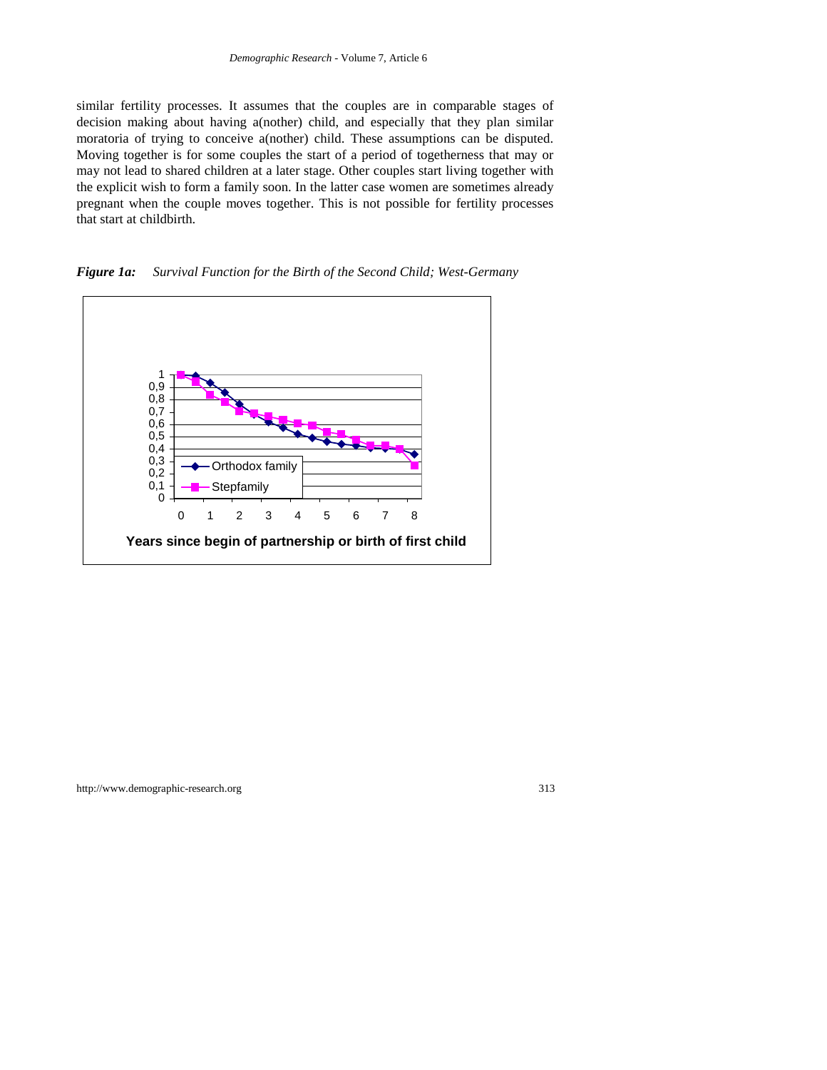similar fertility processes. It assumes that the couples are in comparable stages of decision making about having a(nother) child, and especially that they plan similar moratoria of trying to conceive a(nother) child. These assumptions can be disputed. Moving together is for some couples the start of a period of togetherness that may or may not lead to shared children at a later stage. Other couples start living together with the explicit wish to form a family soon. In the latter case women are sometimes already pregnant when the couple moves together. This is not possible for fertility processes that start at childbirth.

***Figure 1a:*** *Survival Function for the Birth of the Second Child; West-Germany*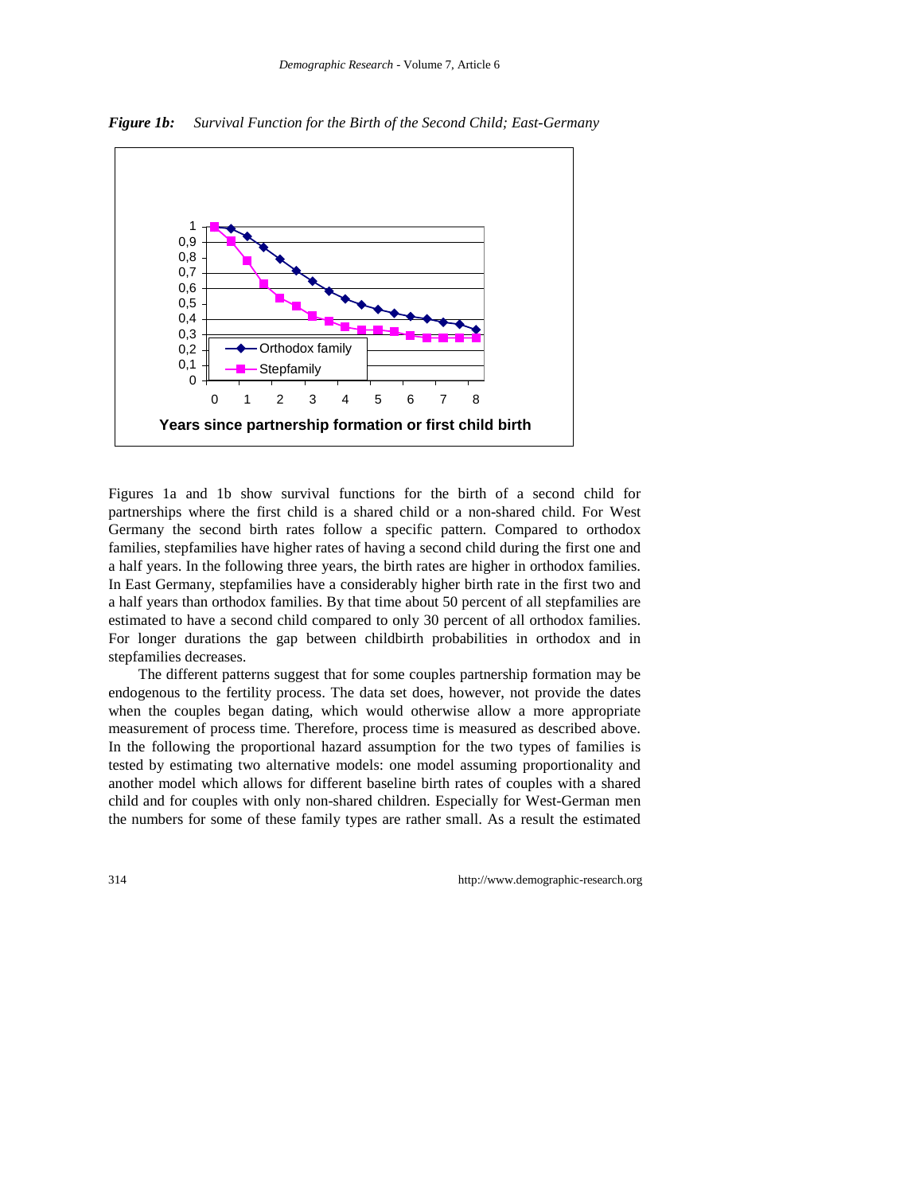***Figure 1b:*** *Survival Function for the Birth of the Second Child; East-Germany*

Figures 1a and 1b show survival functions for the birth of a second child for partnerships where the first child is a shared child or a non-shared child. For West Germany the second birth rates follow a specific pattern. Compared to orthodox families, stepfamilies have higher rates of having a second child during the first one and a half years. In the following three years, the birth rates are higher in orthodox families. In East Germany, stepfamilies have a considerably higher birth rate in the first two and a half years than orthodox families. By that time about 50 percent of all stepfamilies are estimated to have a second child compared to only 30 percent of all orthodox families. For longer durations the gap between childbirth probabilities in orthodox and in stepfamilies decreases.

The different patterns suggest that for some couples partnership formation may be endogenous to the fertility process. The data set does, however, not provide the dates when the couples began dating, which would otherwise allow a more appropriate measurement of process time. Therefore, process time is measured as described above. In the following the proportional hazard assumption for the two types of families is tested by estimating two alternative models: one model assuming proportionality and another model which allows for different baseline birth rates of couples with a shared child and for couples with only non-shared children. Especially for West-German men the numbers for some of these family types are rather small. As a result the estimated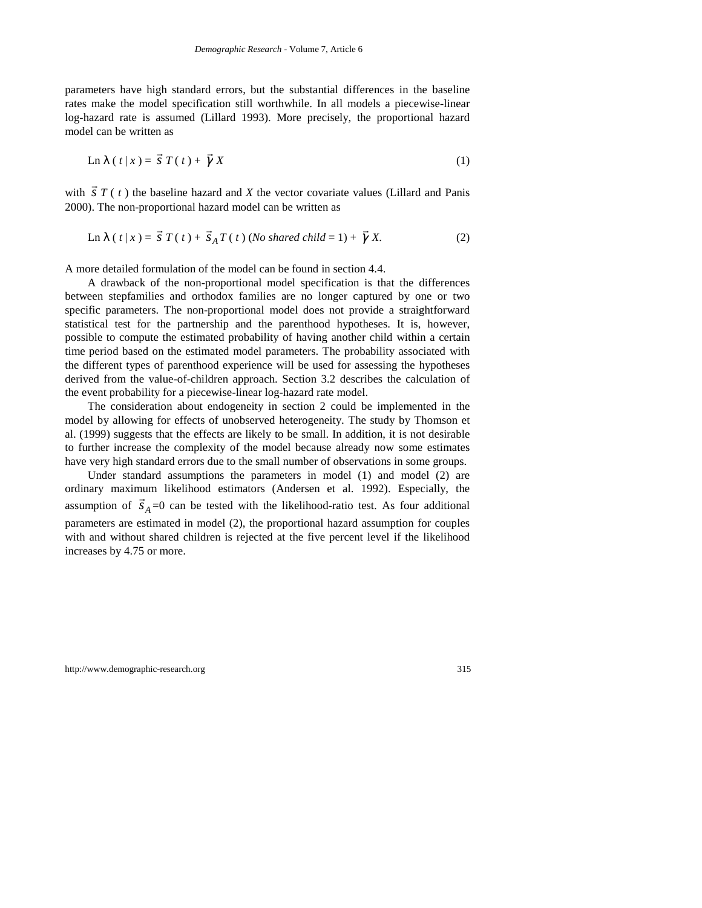parameters have high standard errors, but the substantial differences in the baseline rates make the model specification still worthwhile. In all models a piecewise-linear log-hazard rate is assumed (Lillard 1993). More precisely, the proportional hazard model can be written as

$$\text{Ln}\, \lambda\,(t\,|\,x) = \vec{s}\; T(t) + \vec{\gamma}\, X \tag{1}$$

with $\vec{s}\; T(t)$ the baseline hazard and $X$ the vector covariate values (Lillard and Panis 2000). The non-proportional hazard model can be written as

$$\text{Ln}\, \lambda\,(t\,|\,x) = \vec{s}\; T(t) + \vec{s}_A\, T(t)\; (\textit{No shared child} = 1) + \vec{\gamma}\, X. \tag{2}$$

A more detailed formulation of the model can be found in section 4.4.

A drawback of the non-proportional model specification is that the differences between stepfamilies and orthodox families are no longer captured by one or two specific parameters. The non-proportional model does not provide a straightforward statistical test for the partnership and the parenthood hypotheses. It is, however, possible to compute the estimated probability of having another child within a certain time period based on the estimated model parameters. The probability associated with the different types of parenthood experience will be used for assessing the hypotheses derived from the value-of-children approach. Section 3.2 describes the calculation of the event probability for a piecewise-linear log-hazard rate model.

The consideration about endogeneity in section 2 could be implemented in the model by allowing for effects of unobserved heterogeneity. The study by Thomson et al. (1999) suggests that the effects are likely to be small. In addition, it is not desirable to further increase the complexity of the model because already now some estimates have very high standard errors due to the small number of observations in some groups.

Under standard assumptions the parameters in model (1) and model (2) are ordinary maximum likelihood estimators (Andersen et al. 1992). Especially, the assumption of $\vec{s}_A = 0$ can be tested with the likelihood-ratio test. As four additional parameters are estimated in model (2), the proportional hazard assumption for couples with and without shared children is rejected at the five percent level if the likelihood increases by 4.75 or more.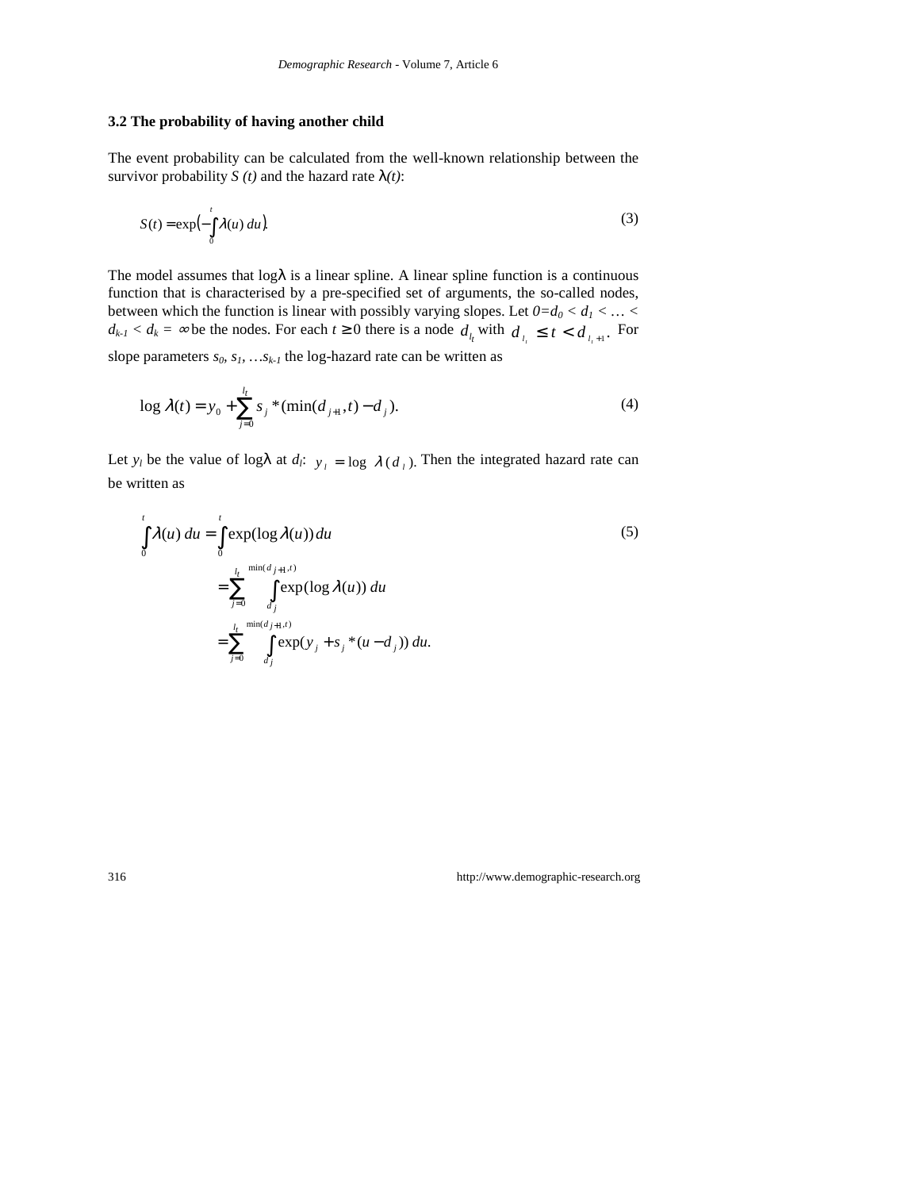### 3.2 The probability of having another child

The event probability can be calculated from the well-known relationship between the survivor probability $S(t)$ and the hazard rate $\lambda(t)$:

$$S(t) = \exp\left(-\int_0^t \lambda(u)\, du\right). \tag{3}$$

The model assumes that $\log\lambda$ is a linear spline. A linear spline function is a continuous function that is characterised by a pre-specified set of arguments, the so-called nodes, between which the function is linear with possibly varying slopes. Let $0=d_0 < d_1 < \ldots < d_{k-1} < d_k = \infty$ be the nodes. For each $t \geq 0$ there is a node $d_{l_t}$ with $d_{l_t} \leq t < d_{l_t+1}$. For slope parameters $s_0, s_1, \ldots s_{k-1}$ the log-hazard rate can be written as

$$\log \lambda(t) = y_0 + \sum_{j=0}^{l_t} s_j * (\min(d_{j+1}, t) - d_j). \tag{4}$$

Let $y_l$ be the value of $\log\lambda$ at $d_l$: $y_l = \log \lambda(d_l)$. Then the integrated hazard rate can be written as

$$\begin{aligned} \int_0^t \lambda(u)\, du &= \int_0^t \exp(\log \lambda(u))\, du \\ &= \sum_{j=0}^{l_t} \int_{d_j}^{\min(d_{j+1}, t)} \exp(\log \lambda(u))\, du \\ &= \sum_{j=0}^{l_t} \int_{d_j}^{\min(d_{j+1}, t)} \exp(y_j + s_j * (u - d_j))\, du. \end{aligned} \tag{5}$$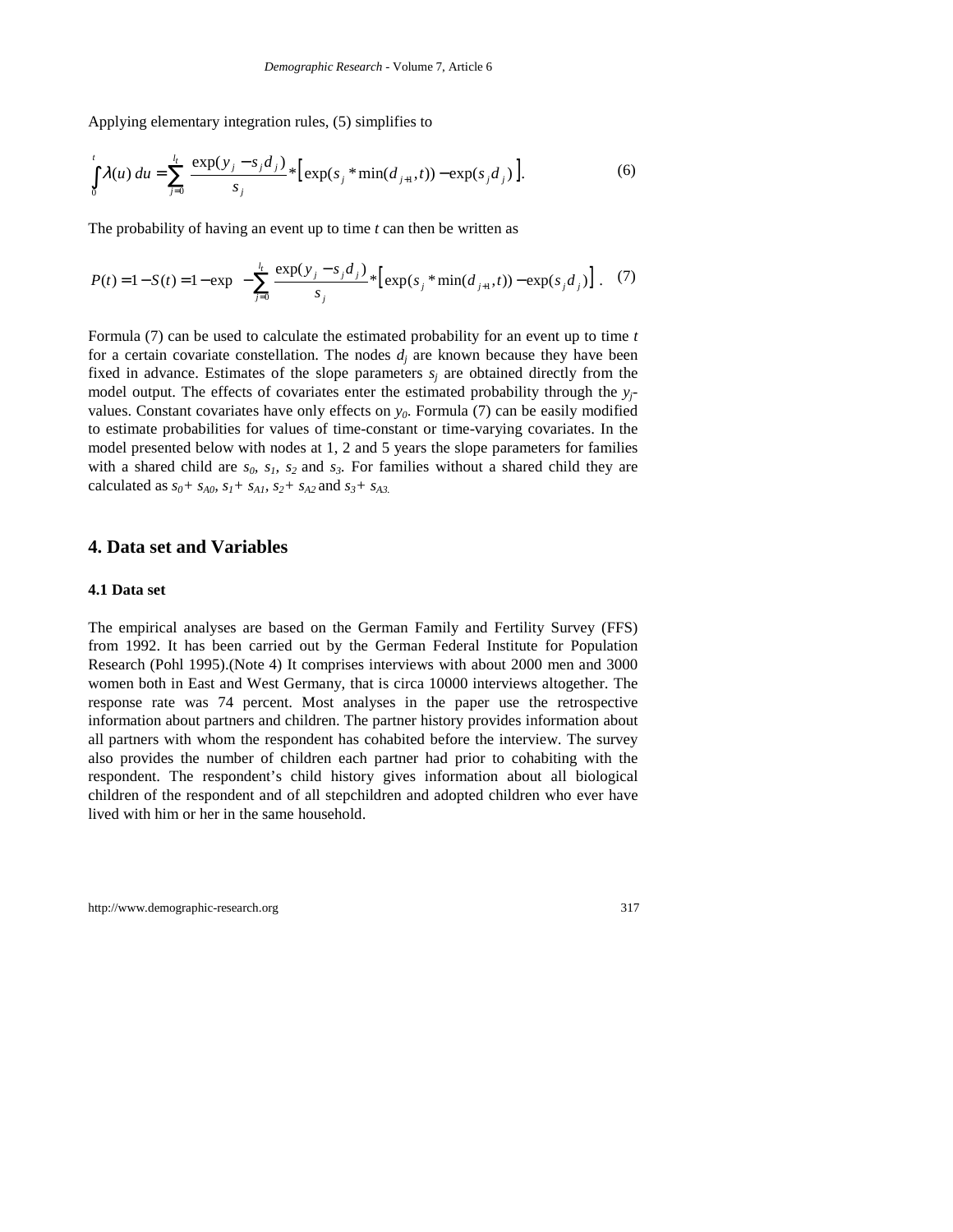Applying elementary integration rules, (5) simplifies to

$$\int_0^t \lambda(u)\,du = \sum_{j=0}^{l_t} \frac{\exp(y_j - s_j d_j)}{s_j} * \left[\exp(s_j * \min(d_{j+1}, t)) - \exp(s_j d_j)\right]. \quad (6)$$

The probability of having an event up to time *t* can then be written as

$$P(t) = 1 - S(t) = 1 - \exp\left(-\sum_{j=0}^{l_t} \frac{\exp(y_j - s_j d_j)}{s_j} * \left[\exp(s_j * \min(d_{j+1}, t)) - \exp(s_j d_j)\right]\right). \quad (7)$$

Formula (7) can be used to calculate the estimated probability for an event up to time *t* for a certain covariate constellation. The nodes $d_j$ are known because they have been fixed in advance. Estimates of the slope parameters $s_j$ are obtained directly from the model output. The effects of covariates enter the estimated probability through the $y_j$-values. Constant covariates have only effects on $y_0$. Formula (7) can be easily modified to estimate probabilities for values of time-constant or time-varying covariates. In the model presented below with nodes at 1, 2 and 5 years the slope parameters for families with a shared child are $s_0$, $s_1$, $s_2$ and $s_3$. For families without a shared child they are calculated as $s_0 + s_{A0}$, $s_1 + s_{A1}$, $s_2 + s_{A2}$ and $s_3 + s_{A3}$.

## 4. Data set and Variables

### 4.1 Data set

The empirical analyses are based on the German Family and Fertility Survey (FFS) from 1992. It has been carried out by the German Federal Institute for Population Research (Pohl 1995).(Note 4) It comprises interviews with about 2000 men and 3000 women both in East and West Germany, that is circa 10000 interviews altogether. The response rate was 74 percent. Most analyses in the paper use the retrospective information about partners and children. The partner history provides information about all partners with whom the respondent has cohabited before the interview. The survey also provides the number of children each partner had prior to cohabiting with the respondent. The respondent's child history gives information about all biological children of the respondent and of all stepchildren and adopted children who ever have lived with him or her in the same household.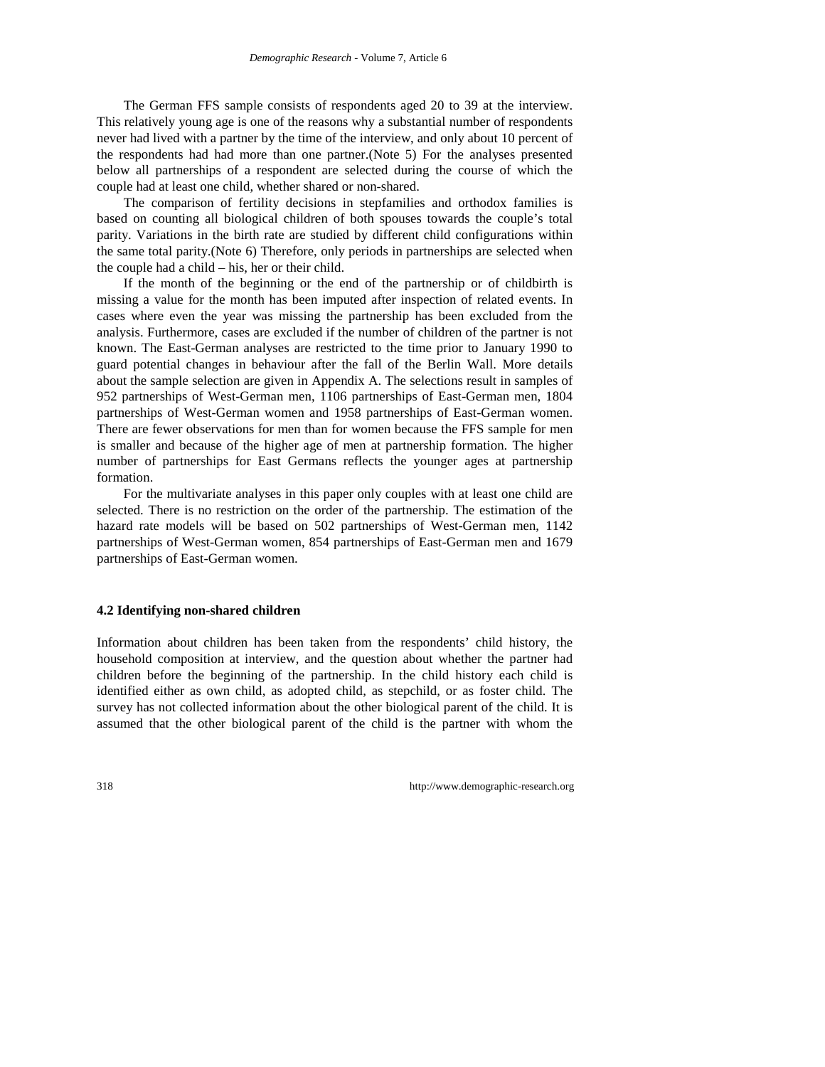The German FFS sample consists of respondents aged 20 to 39 at the interview. This relatively young age is one of the reasons why a substantial number of respondents never had lived with a partner by the time of the interview, and only about 10 percent of the respondents had had more than one partner.(Note 5) For the analyses presented below all partnerships of a respondent are selected during the course of which the couple had at least one child, whether shared or non-shared.

The comparison of fertility decisions in stepfamilies and orthodox families is based on counting all biological children of both spouses towards the couple's total parity. Variations in the birth rate are studied by different child configurations within the same total parity.(Note 6) Therefore, only periods in partnerships are selected when the couple had a child – his, her or their child.

If the month of the beginning or the end of the partnership or of childbirth is missing a value for the month has been imputed after inspection of related events. In cases where even the year was missing the partnership has been excluded from the analysis. Furthermore, cases are excluded if the number of children of the partner is not known. The East-German analyses are restricted to the time prior to January 1990 to guard potential changes in behaviour after the fall of the Berlin Wall. More details about the sample selection are given in Appendix A. The selections result in samples of 952 partnerships of West-German men, 1106 partnerships of East-German men, 1804 partnerships of West-German women and 1958 partnerships of East-German women. There are fewer observations for men than for women because the FFS sample for men is smaller and because of the higher age of men at partnership formation. The higher number of partnerships for East Germans reflects the younger ages at partnership formation.

For the multivariate analyses in this paper only couples with at least one child are selected. There is no restriction on the order of the partnership. The estimation of the hazard rate models will be based on 502 partnerships of West-German men, 1142 partnerships of West-German women, 854 partnerships of East-German men and 1679 partnerships of East-German women.

### 4.2 Identifying non-shared children

Information about children has been taken from the respondents' child history, the household composition at interview, and the question about whether the partner had children before the beginning of the partnership. In the child history each child is identified either as own child, as adopted child, as stepchild, or as foster child. The survey has not collected information about the other biological parent of the child. It is assumed that the other biological parent of the child is the partner with whom the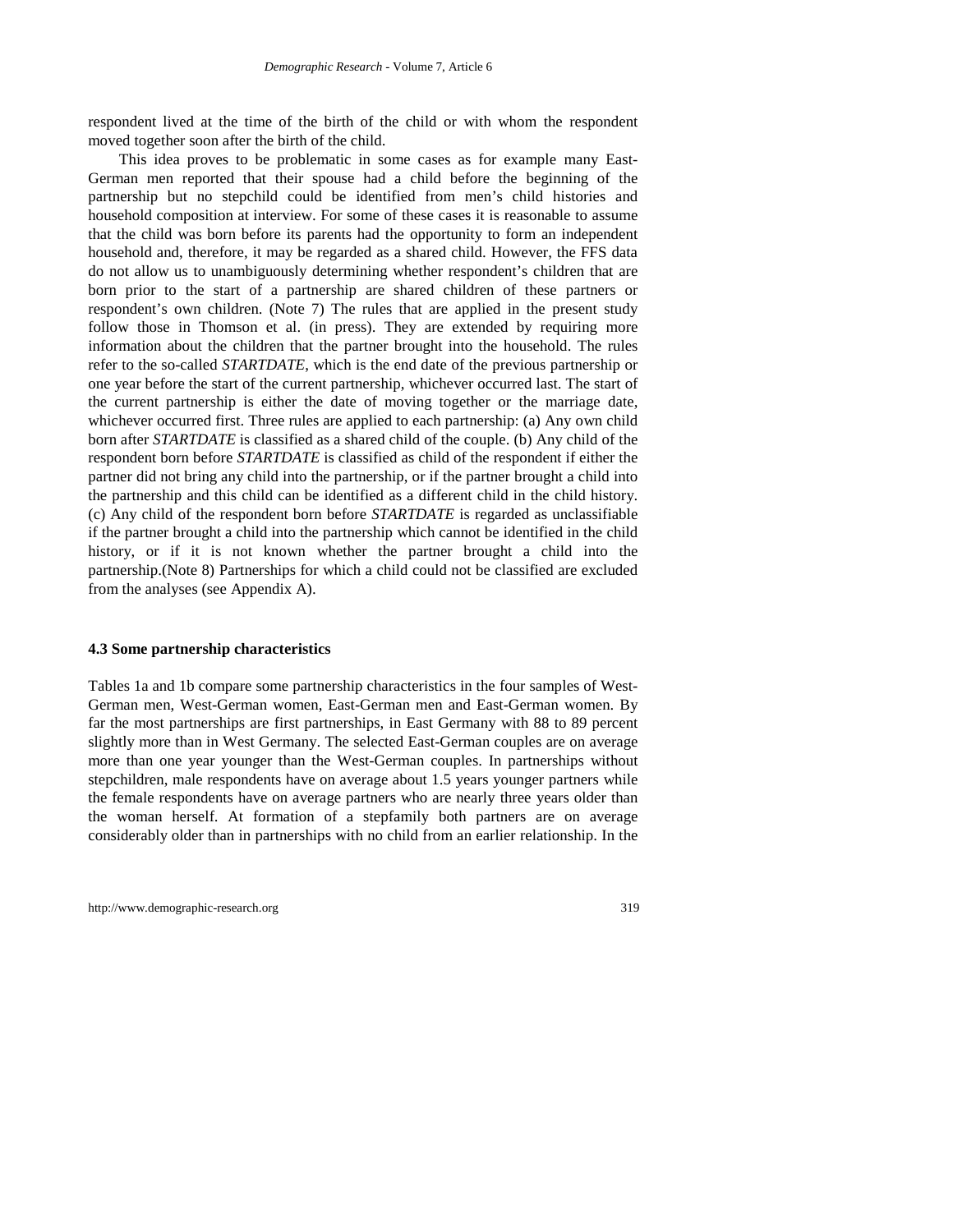respondent lived at the time of the birth of the child or with whom the respondent moved together soon after the birth of the child.

This idea proves to be problematic in some cases as for example many East-German men reported that their spouse had a child before the beginning of the partnership but no stepchild could be identified from men's child histories and household composition at interview. For some of these cases it is reasonable to assume that the child was born before its parents had the opportunity to form an independent household and, therefore, it may be regarded as a shared child. However, the FFS data do not allow us to unambiguously determining whether respondent's children that are born prior to the start of a partnership are shared children of these partners or respondent's own children. (Note 7) The rules that are applied in the present study follow those in Thomson et al. (in press). They are extended by requiring more information about the children that the partner brought into the household. The rules refer to the so-called *STARTDATE*, which is the end date of the previous partnership or one year before the start of the current partnership, whichever occurred last. The start of the current partnership is either the date of moving together or the marriage date, whichever occurred first. Three rules are applied to each partnership: (a) Any own child born after *STARTDATE* is classified as a shared child of the couple. (b) Any child of the respondent born before *STARTDATE* is classified as child of the respondent if either the partner did not bring any child into the partnership, or if the partner brought a child into the partnership and this child can be identified as a different child in the child history. (c) Any child of the respondent born before *STARTDATE* is regarded as unclassifiable if the partner brought a child into the partnership which cannot be identified in the child history, or if it is not known whether the partner brought a child into the partnership.(Note 8) Partnerships for which a child could not be classified are excluded from the analyses (see Appendix A).

### 4.3 Some partnership characteristics

Tables 1a and 1b compare some partnership characteristics in the four samples of West-German men, West-German women, East-German men and East-German women. By far the most partnerships are first partnerships, in East Germany with 88 to 89 percent slightly more than in West Germany. The selected East-German couples are on average more than one year younger than the West-German couples. In partnerships without stepchildren, male respondents have on average about 1.5 years younger partners while the female respondents have on average partners who are nearly three years older than the woman herself. At formation of a stepfamily both partners are on average considerably older than in partnerships with no child from an earlier relationship. In the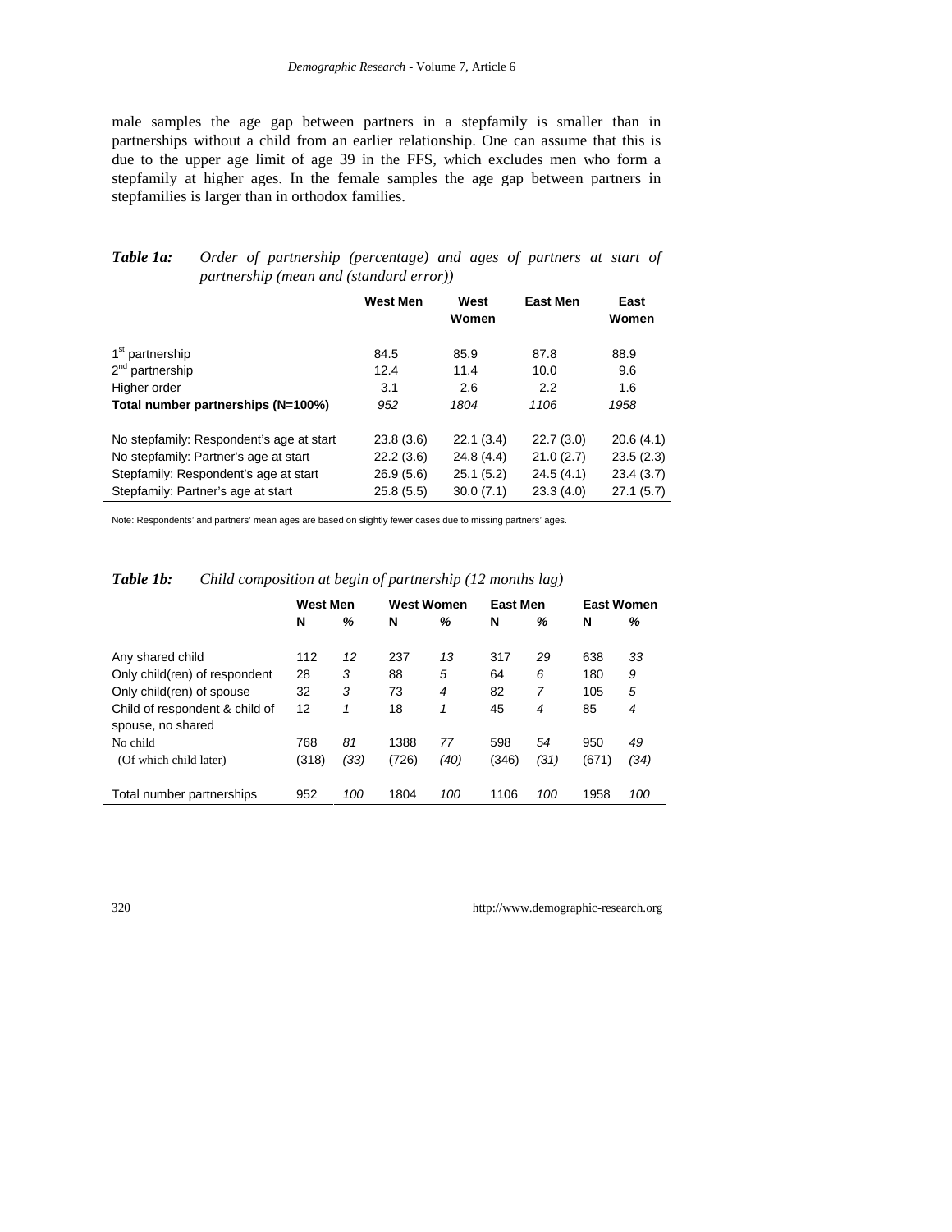male samples the age gap between partners in a stepfamily is smaller than in partnerships without a child from an earlier relationship. One can assume that this is due to the upper age limit of age 39 in the FFS, which excludes men who form a stepfamily at higher ages. In the female samples the age gap between partners in stepfamilies is larger than in orthodox families.

***Table 1a:*** *Order of partnership (percentage) and ages of partners at start of partnership (mean and (standard error))*

| | West Men | West Women | East Men | East Women |
|---|---|---|---|---|
| 1st partnership | 84.5 | 85.9 | 87.8 | 88.9 |
| 2nd partnership | 12.4 | 11.4 | 10.0 | 9.6 |
| Higher order | 3.1 | 2.6 | 2.2 | 1.6 |
| **Total number partnerships (N=100%)** | *952* | *1804* | *1106* | *1958* |
| No stepfamily: Respondent's age at start | 23.8 (3.6) | 22.1 (3.4) | 22.7 (3.0) | 20.6 (4.1) |
| No stepfamily: Partner's age at start | 22.2 (3.6) | 24.8 (4.4) | 21.0 (2.7) | 23.5 (2.3) |
| Stepfamily: Respondent's age at start | 26.9 (5.6) | 25.1 (5.2) | 24.5 (4.1) | 23.4 (3.7) |
| Stepfamily: Partner's age at start | 25.8 (5.5) | 30.0 (7.1) | 23.3 (4.0) | 27.1 (5.7) |

Note: Respondents' and partners' mean ages are based on slightly fewer cases due to missing partners' ages.

***Table 1b:*** *Child composition at begin of partnership (12 months lag)*

| | West Men | | West Women | | East Men | | East Women | |
|---|---|---|---|---|---|---|---|---|
| | **N** | **%** | **N** | **%** | **N** | **%** | **N** | **%** |
| Any shared child | 112 | *12* | 237 | *13* | 317 | *29* | 638 | *33* |
| Only child(ren) of respondent | 28 | *3* | 88 | *5* | 64 | *6* | 180 | *9* |
| Only child(ren) of spouse | 32 | *3* | 73 | *4* | 82 | *7* | 105 | *5* |
| Child of respondent & child of spouse, no shared | 12 | *1* | 18 | *1* | 45 | *4* | 85 | *4* |
| No child | 768 | *81* | 1388 | *77* | 598 | *54* | 950 | *49* |
| (Of which child later) | (318) | *(33)* | (726) | *(40)* | (346) | *(31)* | (671) | *(34)* |
| Total number partnerships | 952 | *100* | 1804 | *100* | 1106 | *100* | 1958 | *100* |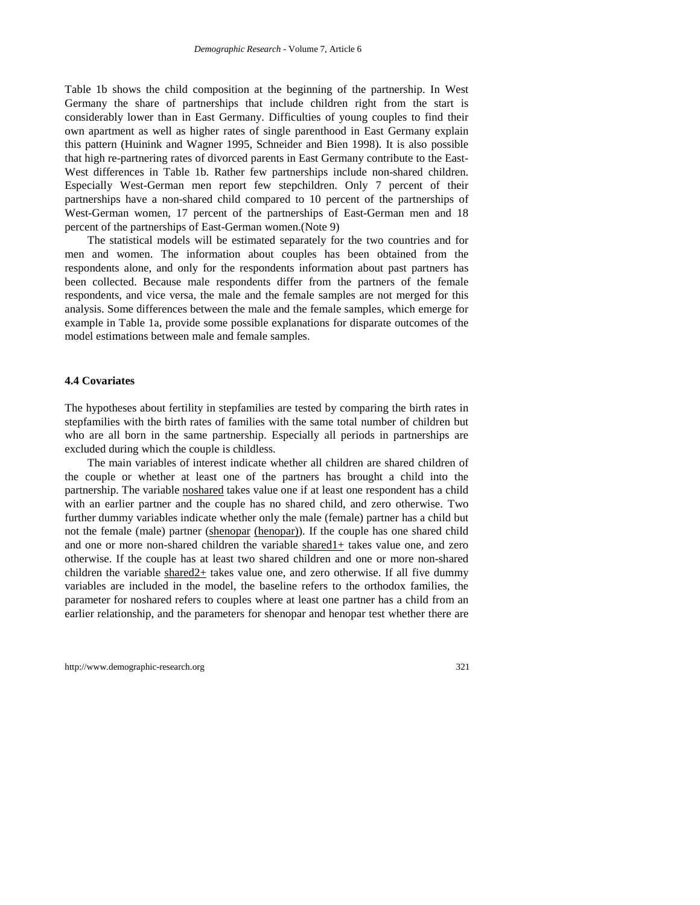Table 1b shows the child composition at the beginning of the partnership. In West Germany the share of partnerships that include children right from the start is considerably lower than in East Germany. Difficulties of young couples to find their own apartment as well as higher rates of single parenthood in East Germany explain this pattern (Huinink and Wagner 1995, Schneider and Bien 1998). It is also possible that high re-partnering rates of divorced parents in East Germany contribute to the East-West differences in Table 1b. Rather few partnerships include non-shared children. Especially West-German men report few stepchildren. Only 7 percent of their partnerships have a non-shared child compared to 10 percent of the partnerships of West-German women, 17 percent of the partnerships of East-German men and 18 percent of the partnerships of East-German women.(Note 9)

The statistical models will be estimated separately for the two countries and for men and women. The information about couples has been obtained from the respondents alone, and only for the respondents information about past partners has been collected. Because male respondents differ from the partners of the female respondents, and vice versa, the male and the female samples are not merged for this analysis. Some differences between the male and the female samples, which emerge for example in Table 1a, provide some possible explanations for disparate outcomes of the model estimations between male and female samples.

### 4.4 Covariates

The hypotheses about fertility in stepfamilies are tested by comparing the birth rates in stepfamilies with the birth rates of families with the same total number of children but who are all born in the same partnership. Especially all periods in partnerships are excluded during which the couple is childless.

The main variables of interest indicate whether all children are shared children of the couple or whether at least one of the partners has brought a child into the partnership. The variable noshared takes value one if at least one respondent has a child with an earlier partner and the couple has no shared child, and zero otherwise. Two further dummy variables indicate whether only the male (female) partner has a child but not the female (male) partner (shenopar (henopar)). If the couple has one shared child and one or more non-shared children the variable shared1+ takes value one, and zero otherwise. If the couple has at least two shared children and one or more non-shared children the variable shared2+ takes value one, and zero otherwise. If all five dummy variables are included in the model, the baseline refers to the orthodox families, the parameter for noshared refers to couples where at least one partner has a child from an earlier relationship, and the parameters for shenopar and henopar test whether there are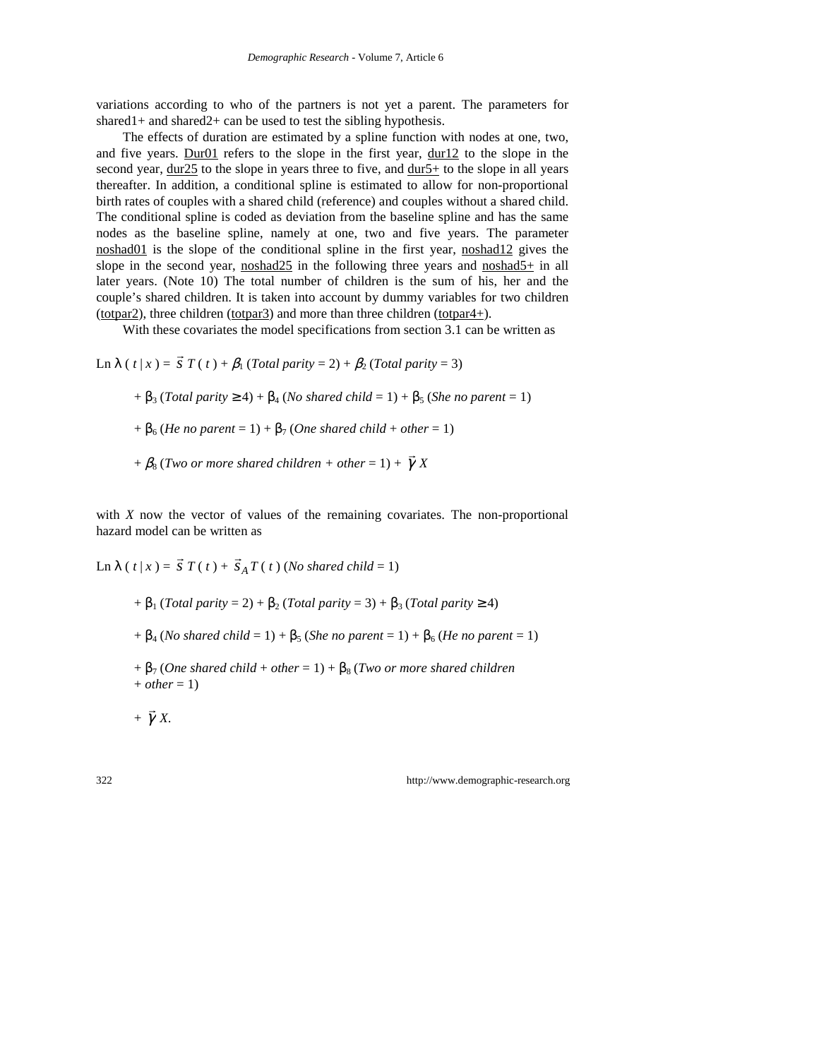variations according to who of the partners is not yet a parent. The parameters for shared1+ and shared2+ can be used to test the sibling hypothesis.

The effects of duration are estimated by a spline function with nodes at one, two, and five years. Dur01 refers to the slope in the first year, dur12 to the slope in the second year, dur25 to the slope in years three to five, and dur5+ to the slope in all years thereafter. In addition, a conditional spline is estimated to allow for non-proportional birth rates of couples with a shared child (reference) and couples without a shared child. The conditional spline is coded as deviation from the baseline spline and has the same nodes as the baseline spline, namely at one, two and five years. The parameter noshad01 is the slope of the conditional spline in the first year, noshad12 gives the slope in the second year, noshad25 in the following three years and noshad5+ in all later years. (Note 10) The total number of children is the sum of his, her and the couple's shared children. It is taken into account by dummy variables for two children (totpar2), three children (totpar3) and more than three children (totpar4+).

With these covariates the model specifications from section 3.1 can be written as

$$
\begin{aligned}
\text{Ln}\,\lambda(t \mid x) = {} & \vec{s}\,T(t) + \beta_1\,(\textit{Total parity} = 2) + \beta_2\,(\textit{Total parity} = 3) \\
& + \beta_3\,(\textit{Total parity} \geq 4) + \beta_4\,(\textit{No shared child} = 1) + \beta_5\,(\textit{She no parent} = 1) \\
& + \beta_6\,(\textit{He no parent} = 1) + \beta_7\,(\textit{One shared child + other} = 1) \\
& + \beta_8\,(\textit{Two or more shared children + other} = 1) + \vec{\gamma}\,X
\end{aligned}
$$

with $X$ now the vector of values of the remaining covariates. The non-proportional hazard model can be written as

$$
\begin{aligned}
\text{Ln}\,\lambda(t \mid x) = {} & \vec{s}\,T(t) + \vec{s}_A\,T(t)\,(\textit{No shared child} = 1) \\
& + \beta_1\,(\textit{Total parity} = 2) + \beta_2\,(\textit{Total parity} = 3) + \beta_3\,(\textit{Total parity} \geq 4) \\
& + \beta_4\,(\textit{No shared child} = 1) + \beta_5\,(\textit{She no parent} = 1) + \beta_6\,(\textit{He no parent} = 1) \\
& + \beta_7\,(\textit{One shared child + other} = 1) + \beta_8\,(\textit{Two or more shared children} \\
& + \textit{other} = 1) \\
& + \vec{\gamma}\,X.
\end{aligned}
$$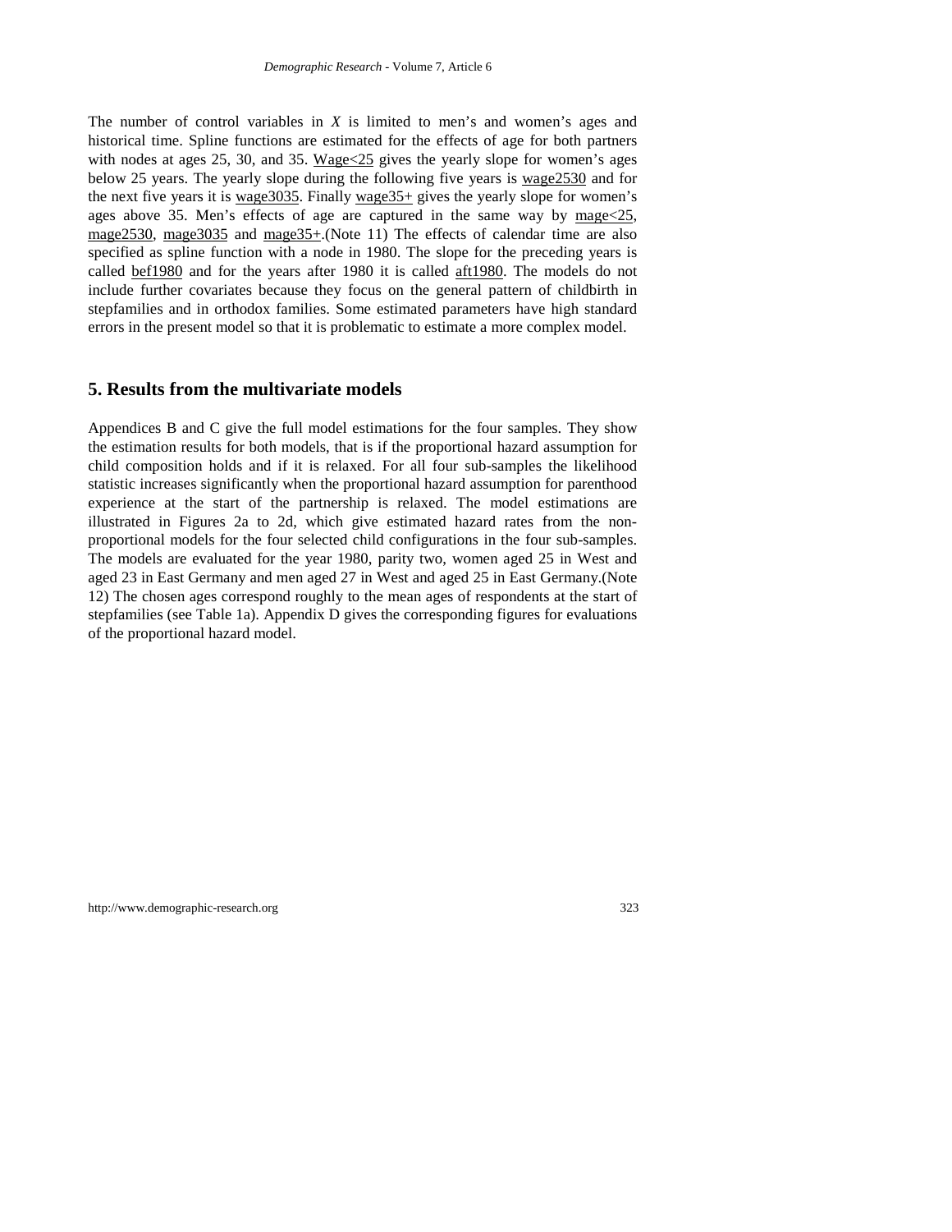The number of control variables in $X$ is limited to men's and women's ages and historical time. Spline functions are estimated for the effects of age for both partners with nodes at ages 25, 30, and 35. Wage<25 gives the yearly slope for women's ages below 25 years. The yearly slope during the following five years is wage2530 and for the next five years it is wage3035. Finally wage35+ gives the yearly slope for women's ages above 35. Men's effects of age are captured in the same way by mage<25, mage2530, mage3035 and mage35+.(Note 11) The effects of calendar time are also specified as spline function with a node in 1980. The slope for the preceding years is called bef1980 and for the years after 1980 it is called aft1980. The models do not include further covariates because they focus on the general pattern of childbirth in stepfamilies and in orthodox families. Some estimated parameters have high standard errors in the present model so that it is problematic to estimate a more complex model.

## 5. Results from the multivariate models

Appendices B and C give the full model estimations for the four samples. They show the estimation results for both models, that is if the proportional hazard assumption for child composition holds and if it is relaxed. For all four sub-samples the likelihood statistic increases significantly when the proportional hazard assumption for parenthood experience at the start of the partnership is relaxed. The model estimations are illustrated in Figures 2a to 2d, which give estimated hazard rates from the non-proportional models for the four selected child configurations in the four sub-samples. The models are evaluated for the year 1980, parity two, women aged 25 in West and aged 23 in East Germany and men aged 27 in West and aged 25 in East Germany.(Note 12) The chosen ages correspond roughly to the mean ages of respondents at the start of stepfamilies (see Table 1a). Appendix D gives the corresponding figures for evaluations of the proportional hazard model.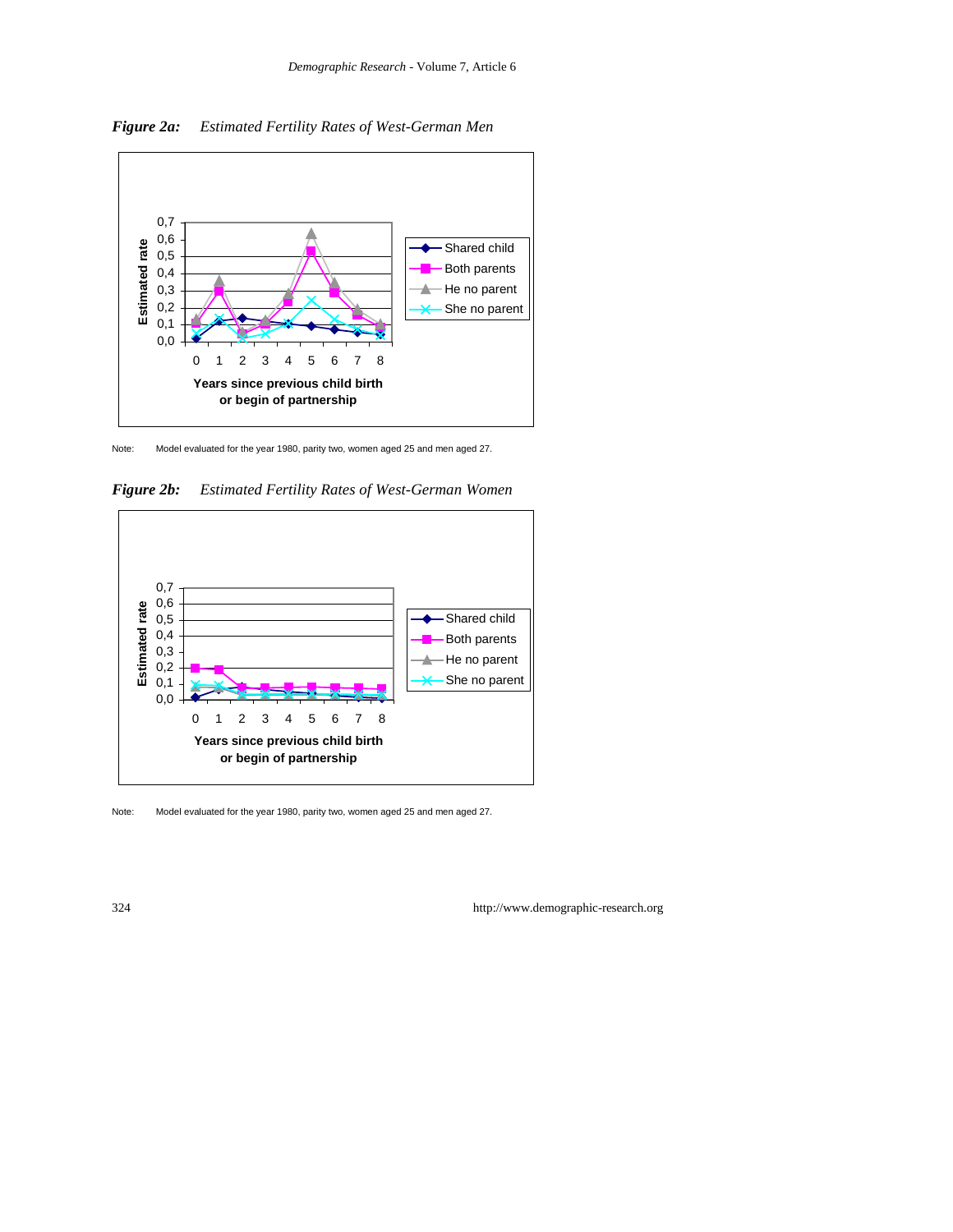***Figure 2a:*** *Estimated Fertility Rates of West-German Men*

Note: Model evaluated for the year 1980, parity two, women aged 25 and men aged 27.

***Figure 2b:*** *Estimated Fertility Rates of West-German Women*

Note: Model evaluated for the year 1980, parity two, women aged 25 and men aged 27.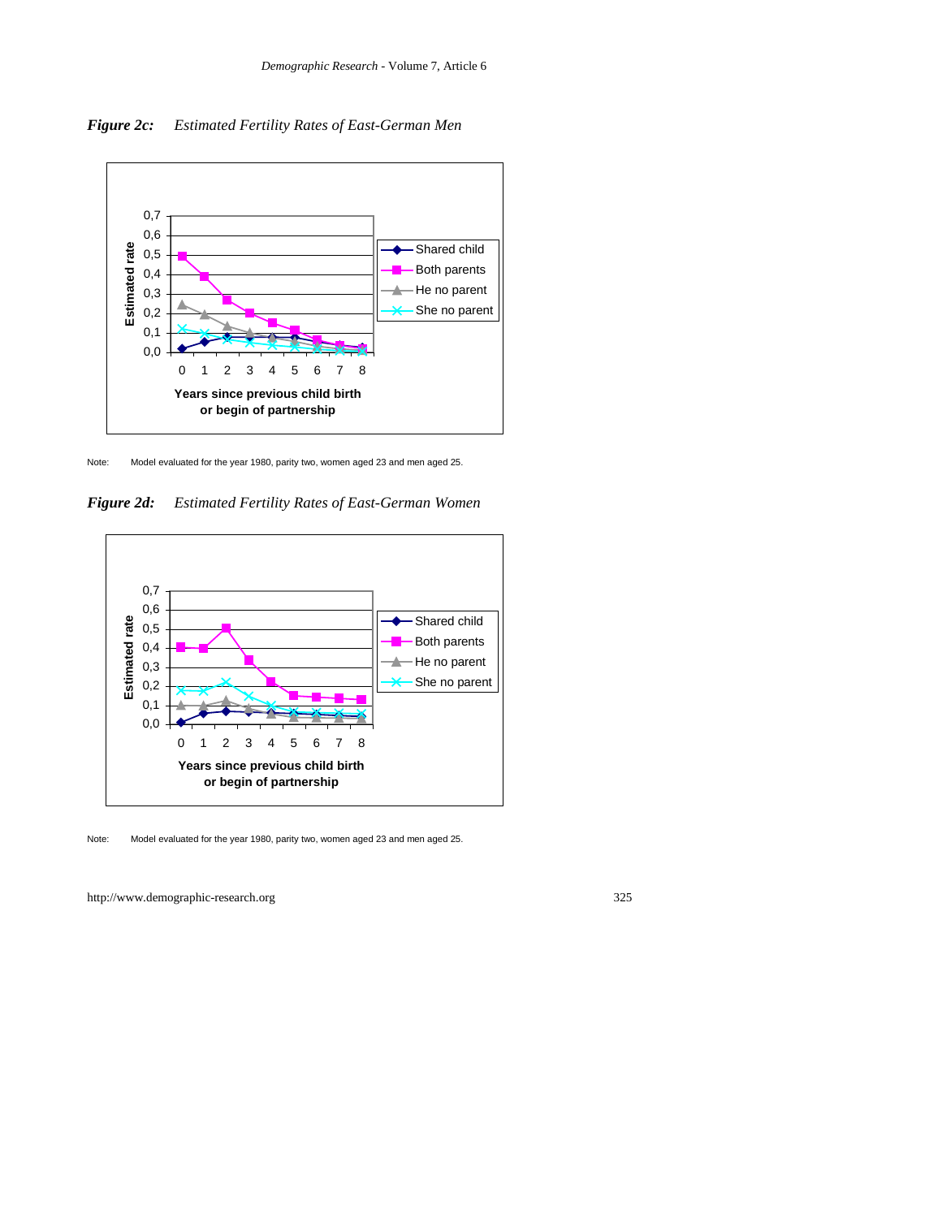***Figure 2c:*** *Estimated Fertility Rates of East-German Men*

Note: Model evaluated for the year 1980, parity two, women aged 23 and men aged 25.

***Figure 2d:*** *Estimated Fertility Rates of East-German Women*

Note: Model evaluated for the year 1980, parity two, women aged 23 and men aged 25.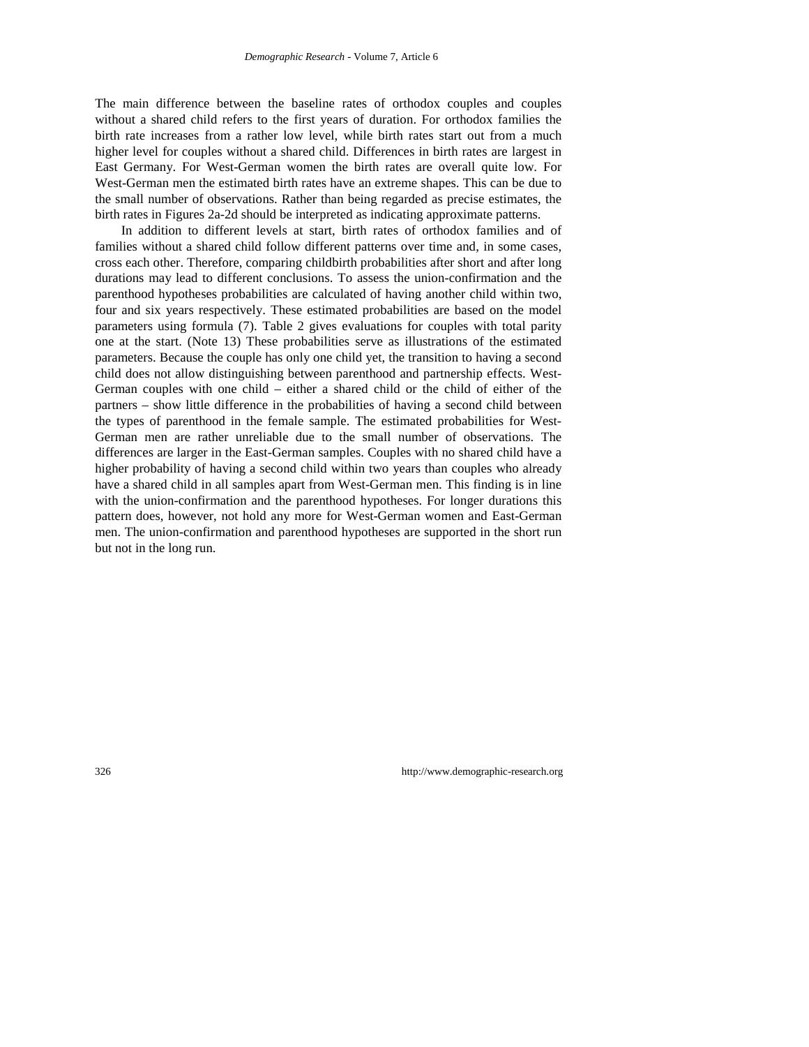The main difference between the baseline rates of orthodox couples and couples without a shared child refers to the first years of duration. For orthodox families the birth rate increases from a rather low level, while birth rates start out from a much higher level for couples without a shared child. Differences in birth rates are largest in East Germany. For West-German women the birth rates are overall quite low. For West-German men the estimated birth rates have an extreme shapes. This can be due to the small number of observations. Rather than being regarded as precise estimates, the birth rates in Figures 2a-2d should be interpreted as indicating approximate patterns.

In addition to different levels at start, birth rates of orthodox families and of families without a shared child follow different patterns over time and, in some cases, cross each other. Therefore, comparing childbirth probabilities after short and after long durations may lead to different conclusions. To assess the union-confirmation and the parenthood hypotheses probabilities are calculated of having another child within two, four and six years respectively. These estimated probabilities are based on the model parameters using formula (7). Table 2 gives evaluations for couples with total parity one at the start. (Note 13) These probabilities serve as illustrations of the estimated parameters. Because the couple has only one child yet, the transition to having a second child does not allow distinguishing between parenthood and partnership effects. West-German couples with one child – either a shared child or the child of either of the partners – show little difference in the probabilities of having a second child between the types of parenthood in the female sample. The estimated probabilities for West-German men are rather unreliable due to the small number of observations. The differences are larger in the East-German samples. Couples with no shared child have a higher probability of having a second child within two years than couples who already have a shared child in all samples apart from West-German men. This finding is in line with the union-confirmation and the parenthood hypotheses. For longer durations this pattern does, however, not hold any more for West-German women and East-German men. The union-confirmation and parenthood hypotheses are supported in the short run but not in the long run.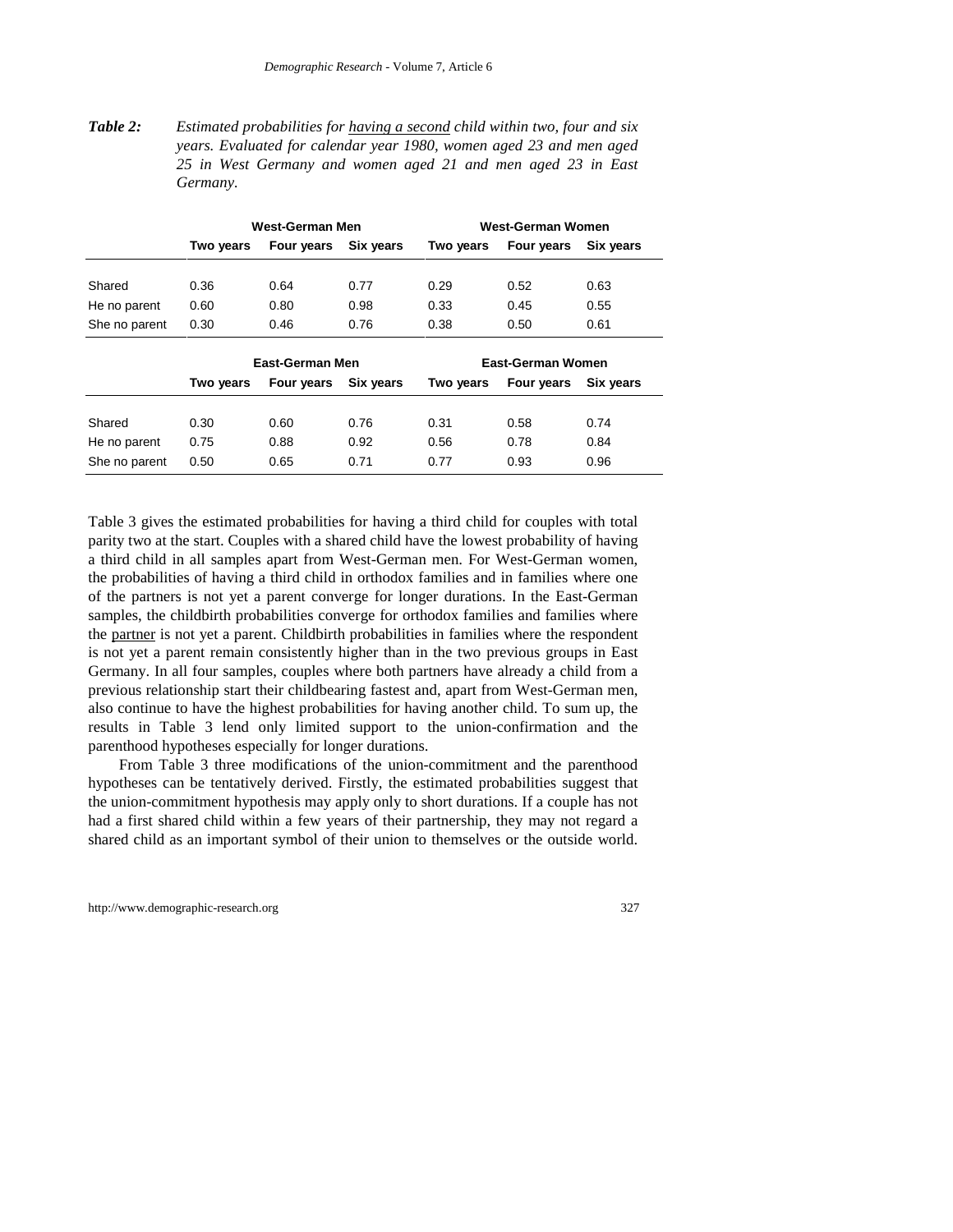***Table 2:*** *Estimated probabilities for having a second child within two, four and six years. Evaluated for calendar year 1980, women aged 23 and men aged 25 in West Germany and women aged 21 and men aged 23 in East Germany.*

| | West-German Men | | | West-German Women | | |
|---|---|---|---|---|---|---|
| | **Two years** | **Four years** | **Six years** | **Two years** | **Four years** | **Six years** |
| Shared | 0.36 | 0.64 | 0.77 | 0.29 | 0.52 | 0.63 |
| He no parent | 0.60 | 0.80 | 0.98 | 0.33 | 0.45 | 0.55 |
| She no parent | 0.30 | 0.46 | 0.76 | 0.38 | 0.50 | 0.61 |
| | **East-German Men** | | | **East-German Women** | | |
| | **Two years** | **Four years** | **Six years** | **Two years** | **Four years** | **Six years** |
| Shared | 0.30 | 0.60 | 0.76 | 0.31 | 0.58 | 0.74 |
| He no parent | 0.75 | 0.88 | 0.92 | 0.56 | 0.78 | 0.84 |
| She no parent | 0.50 | 0.65 | 0.71 | 0.77 | 0.93 | 0.96 |

Table 3 gives the estimated probabilities for having a third child for couples with total parity two at the start. Couples with a shared child have the lowest probability of having a third child in all samples apart from West-German men. For West-German women, the probabilities of having a third child in orthodox families and in families where one of the partners is not yet a parent converge for longer durations. In the East-German samples, the childbirth probabilities converge for orthodox families and families where the partner is not yet a parent. Childbirth probabilities in families where the respondent is not yet a parent remain consistently higher than in the two previous groups in East Germany. In all four samples, couples where both partners have already a child from a previous relationship start their childbearing fastest and, apart from West-German men, also continue to have the highest probabilities for having another child. To sum up, the results in Table 3 lend only limited support to the union-confirmation and the parenthood hypotheses especially for longer durations.

From Table 3 three modifications of the union-commitment and the parenthood hypotheses can be tentatively derived. Firstly, the estimated probabilities suggest that the union-commitment hypothesis may apply only to short durations. If a couple has not had a first shared child within a few years of their partnership, they may not regard a shared child as an important symbol of their union to themselves or the outside world.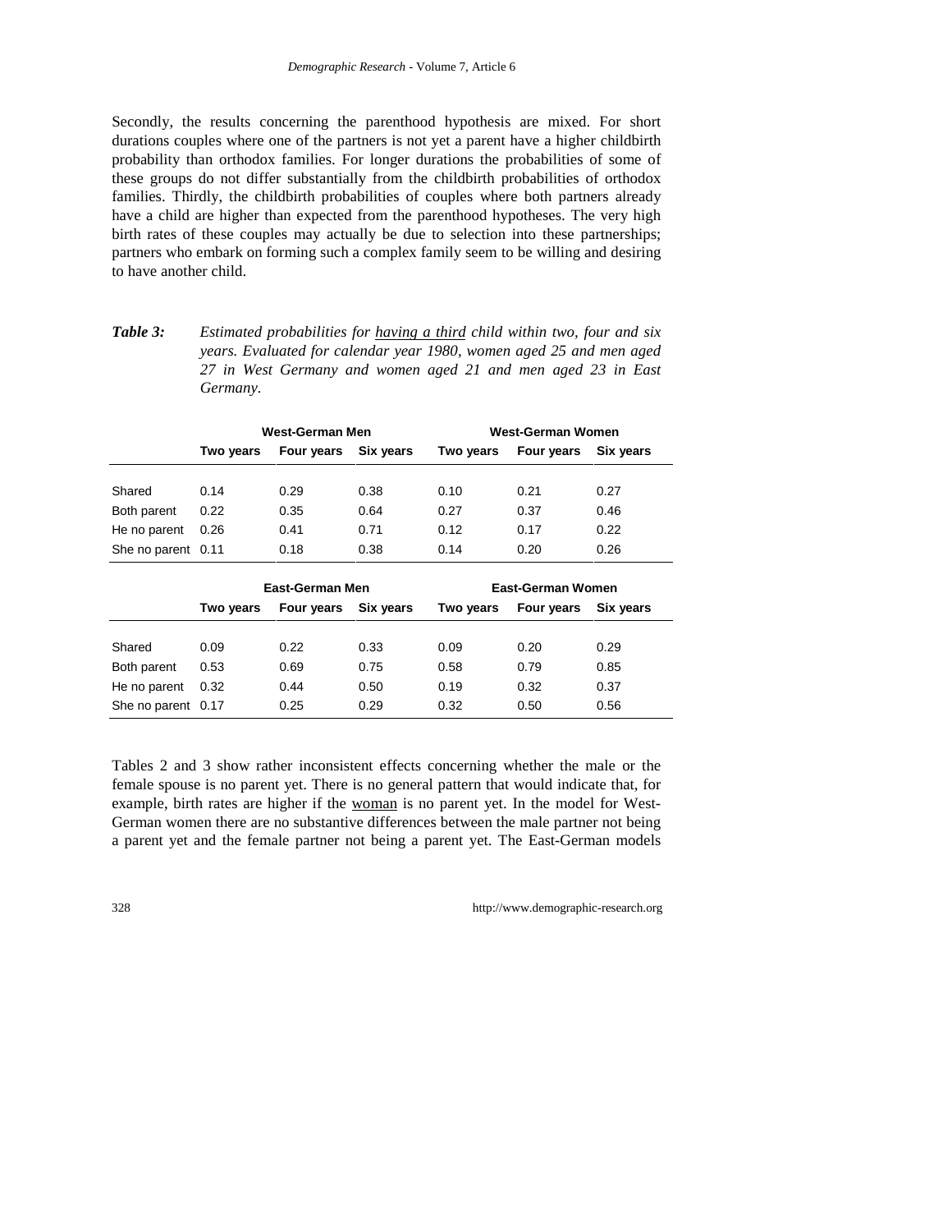Secondly, the results concerning the parenthood hypothesis are mixed. For short durations couples where one of the partners is not yet a parent have a higher childbirth probability than orthodox families. For longer durations the probabilities of some of these groups do not differ substantially from the childbirth probabilities of orthodox families. Thirdly, the childbirth probabilities of couples where both partners already have a child are higher than expected from the parenthood hypotheses. The very high birth rates of these couples may actually be due to selection into these partnerships; partners who embark on forming such a complex family seem to be willing and desiring to have another child.

***Table 3:*** *Estimated probabilities for* *having a third* *child within two, four and six years. Evaluated for calendar year 1980, women aged 25 and men aged 27 in West Germany and women aged 21 and men aged 23 in East Germany.*

| | **West-German Men** | | | **West-German Women** | | |
|---|---|---|---|---|---|---|
| | **Two years** | **Four years** | **Six years** | **Two years** | **Four years** | **Six years** |
| Shared | 0.14 | 0.29 | 0.38 | 0.10 | 0.21 | 0.27 |
| Both parent | 0.22 | 0.35 | 0.64 | 0.27 | 0.37 | 0.46 |
| He no parent | 0.26 | 0.41 | 0.71 | 0.12 | 0.17 | 0.22 |
| She no parent | 0.11 | 0.18 | 0.38 | 0.14 | 0.20 | 0.26 |

| | **East-German Men** | | | **East-German Women** | | |
|---|---|---|---|---|---|---|
| | **Two years** | **Four years** | **Six years** | **Two years** | **Four years** | **Six years** |
| Shared | 0.09 | 0.22 | 0.33 | 0.09 | 0.20 | 0.29 |
| Both parent | 0.53 | 0.69 | 0.75 | 0.58 | 0.79 | 0.85 |
| He no parent | 0.32 | 0.44 | 0.50 | 0.19 | 0.32 | 0.37 |
| She no parent | 0.17 | 0.25 | 0.29 | 0.32 | 0.50 | 0.56 |

Tables 2 and 3 show rather inconsistent effects concerning whether the male or the female spouse is no parent yet. There is no general pattern that would indicate that, for example, birth rates are higher if the woman is no parent yet. In the model for West-German women there are no substantive differences between the male partner not being a parent yet and the female partner not being a parent yet. The East-German models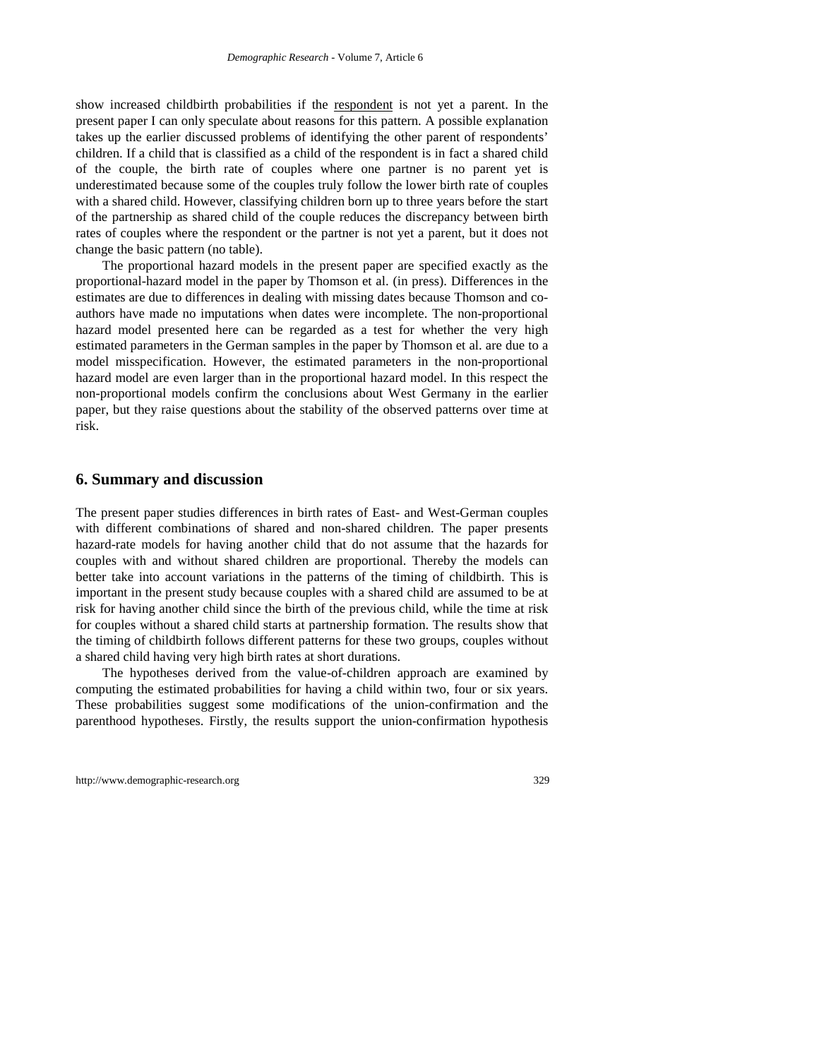show increased childbirth probabilities if the <u>respondent</u> is not yet a parent. In the present paper I can only speculate about reasons for this pattern. A possible explanation takes up the earlier discussed problems of identifying the other parent of respondents' children. If a child that is classified as a child of the respondent is in fact a shared child of the couple, the birth rate of couples where one partner is no parent yet is underestimated because some of the couples truly follow the lower birth rate of couples with a shared child. However, classifying children born up to three years before the start of the partnership as shared child of the couple reduces the discrepancy between birth rates of couples where the respondent or the partner is not yet a parent, but it does not change the basic pattern (no table).

The proportional hazard models in the present paper are specified exactly as the proportional-hazard model in the paper by Thomson et al. (in press). Differences in the estimates are due to differences in dealing with missing dates because Thomson and co-authors have made no imputations when dates were incomplete. The non-proportional hazard model presented here can be regarded as a test for whether the very high estimated parameters in the German samples in the paper by Thomson et al. are due to a model misspecification. However, the estimated parameters in the non-proportional hazard model are even larger than in the proportional hazard model. In this respect the non-proportional models confirm the conclusions about West Germany in the earlier paper, but they raise questions about the stability of the observed patterns over time at risk.

## 6. Summary and discussion

The present paper studies differences in birth rates of East- and West-German couples with different combinations of shared and non-shared children. The paper presents hazard-rate models for having another child that do not assume that the hazards for couples with and without shared children are proportional. Thereby the models can better take into account variations in the patterns of the timing of childbirth. This is important in the present study because couples with a shared child are assumed to be at risk for having another child since the birth of the previous child, while the time at risk for couples without a shared child starts at partnership formation. The results show that the timing of childbirth follows different patterns for these two groups, couples without a shared child having very high birth rates at short durations.

The hypotheses derived from the value-of-children approach are examined by computing the estimated probabilities for having a child within two, four or six years. These probabilities suggest some modifications of the union-confirmation and the parenthood hypotheses. Firstly, the results support the union-confirmation hypothesis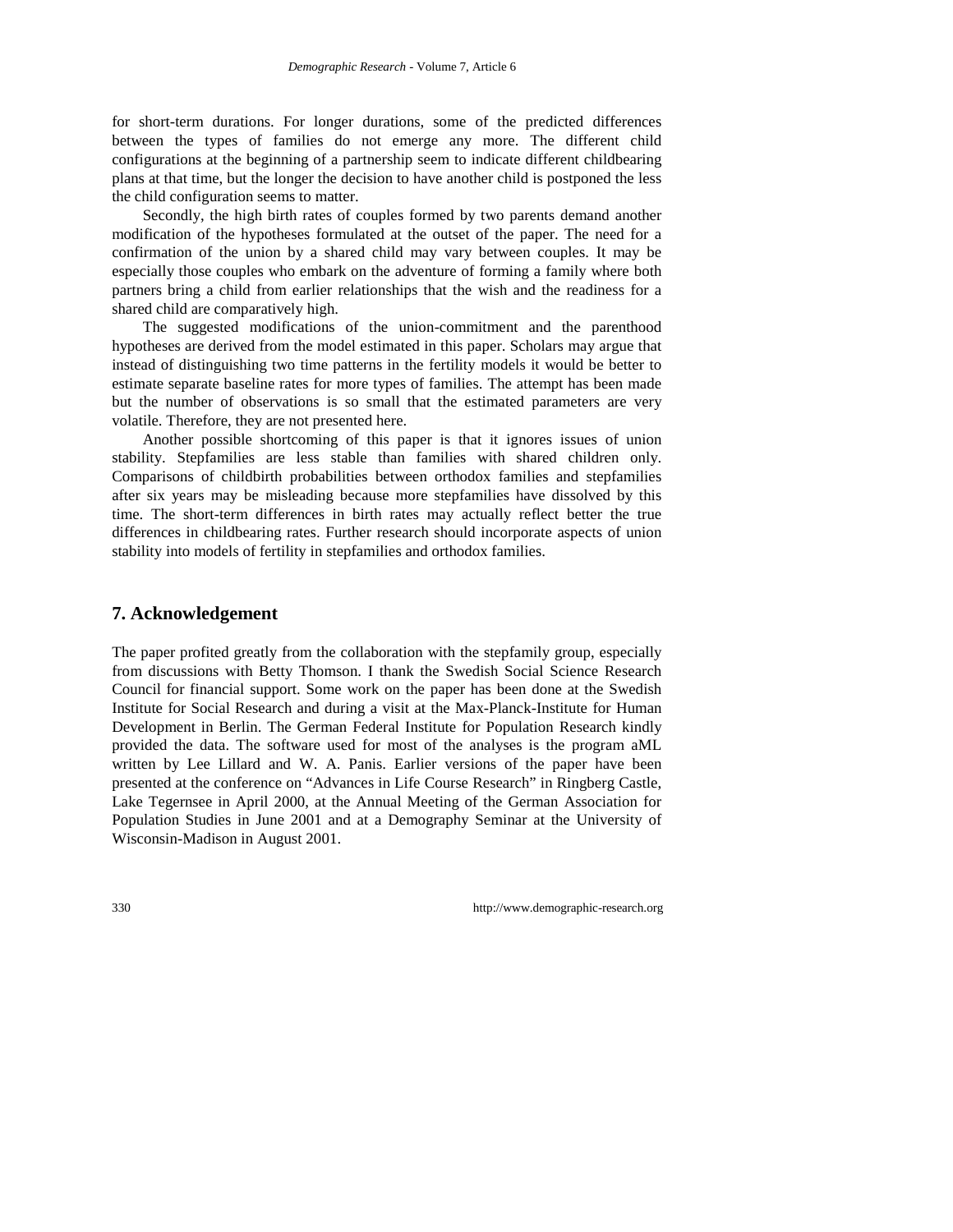for short-term durations. For longer durations, some of the predicted differences between the types of families do not emerge any more. The different child configurations at the beginning of a partnership seem to indicate different childbearing plans at that time, but the longer the decision to have another child is postponed the less the child configuration seems to matter.

Secondly, the high birth rates of couples formed by two parents demand another modification of the hypotheses formulated at the outset of the paper. The need for a confirmation of the union by a shared child may vary between couples. It may be especially those couples who embark on the adventure of forming a family where both partners bring a child from earlier relationships that the wish and the readiness for a shared child are comparatively high.

The suggested modifications of the union-commitment and the parenthood hypotheses are derived from the model estimated in this paper. Scholars may argue that instead of distinguishing two time patterns in the fertility models it would be better to estimate separate baseline rates for more types of families. The attempt has been made but the number of observations is so small that the estimated parameters are very volatile. Therefore, they are not presented here.

Another possible shortcoming of this paper is that it ignores issues of union stability. Stepfamilies are less stable than families with shared children only. Comparisons of childbirth probabilities between orthodox families and stepfamilies after six years may be misleading because more stepfamilies have dissolved by this time. The short-term differences in birth rates may actually reflect better the true differences in childbearing rates. Further research should incorporate aspects of union stability into models of fertility in stepfamilies and orthodox families.

## 7. Acknowledgement

The paper profited greatly from the collaboration with the stepfamily group, especially from discussions with Betty Thomson. I thank the Swedish Social Science Research Council for financial support. Some work on the paper has been done at the Swedish Institute for Social Research and during a visit at the Max-Planck-Institute for Human Development in Berlin. The German Federal Institute for Population Research kindly provided the data. The software used for most of the analyses is the program aML written by Lee Lillard and W. A. Panis. Earlier versions of the paper have been presented at the conference on "Advances in Life Course Research" in Ringberg Castle, Lake Tegernsee in April 2000, at the Annual Meeting of the German Association for Population Studies in June 2001 and at a Demography Seminar at the University of Wisconsin-Madison in August 2001.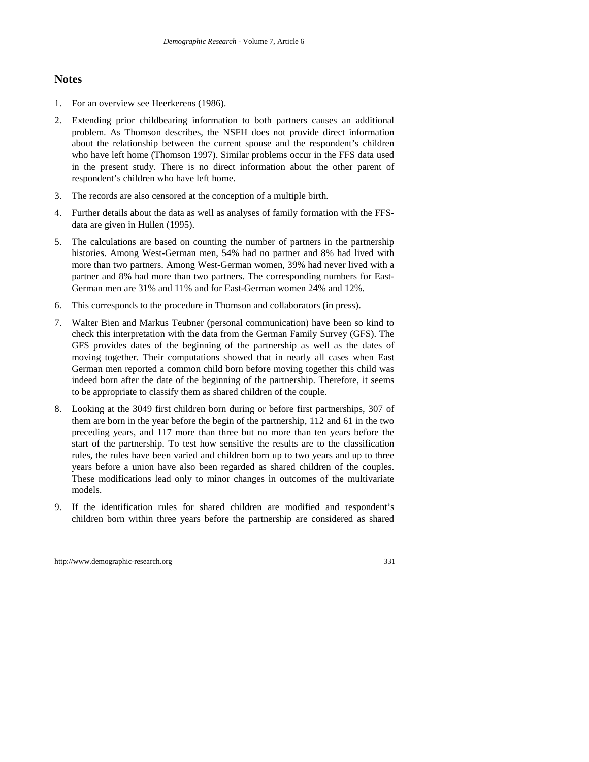## Notes

1. For an overview see Heerkerens (1986).

2. Extending prior childbearing information to both partners causes an additional problem. As Thomson describes, the NSFH does not provide direct information about the relationship between the current spouse and the respondent's children who have left home (Thomson 1997). Similar problems occur in the FFS data used in the present study. There is no direct information about the other parent of respondent's children who have left home.

3. The records are also censored at the conception of a multiple birth.

4. Further details about the data as well as analyses of family formation with the FFS-data are given in Hullen (1995).

5. The calculations are based on counting the number of partners in the partnership histories. Among West-German men, 54% had no partner and 8% had lived with more than two partners. Among West-German women, 39% had never lived with a partner and 8% had more than two partners. The corresponding numbers for East-German men are 31% and 11% and for East-German women 24% and 12%.

6. This corresponds to the procedure in Thomson and collaborators (in press).

7. Walter Bien and Markus Teubner (personal communication) have been so kind to check this interpretation with the data from the German Family Survey (GFS). The GFS provides dates of the beginning of the partnership as well as the dates of moving together. Their computations showed that in nearly all cases when East German men reported a common child born before moving together this child was indeed born after the date of the beginning of the partnership. Therefore, it seems to be appropriate to classify them as shared children of the couple.

8. Looking at the 3049 first children born during or before first partnerships, 307 of them are born in the year before the begin of the partnership, 112 and 61 in the two preceding years, and 117 more than three but no more than ten years before the start of the partnership. To test how sensitive the results are to the classification rules, the rules have been varied and children born up to two years and up to three years before a union have also been regarded as shared children of the couples. These modifications lead only to minor changes in outcomes of the multivariate models.

9. If the identification rules for shared children are modified and respondent's children born within three years before the partnership are considered as shared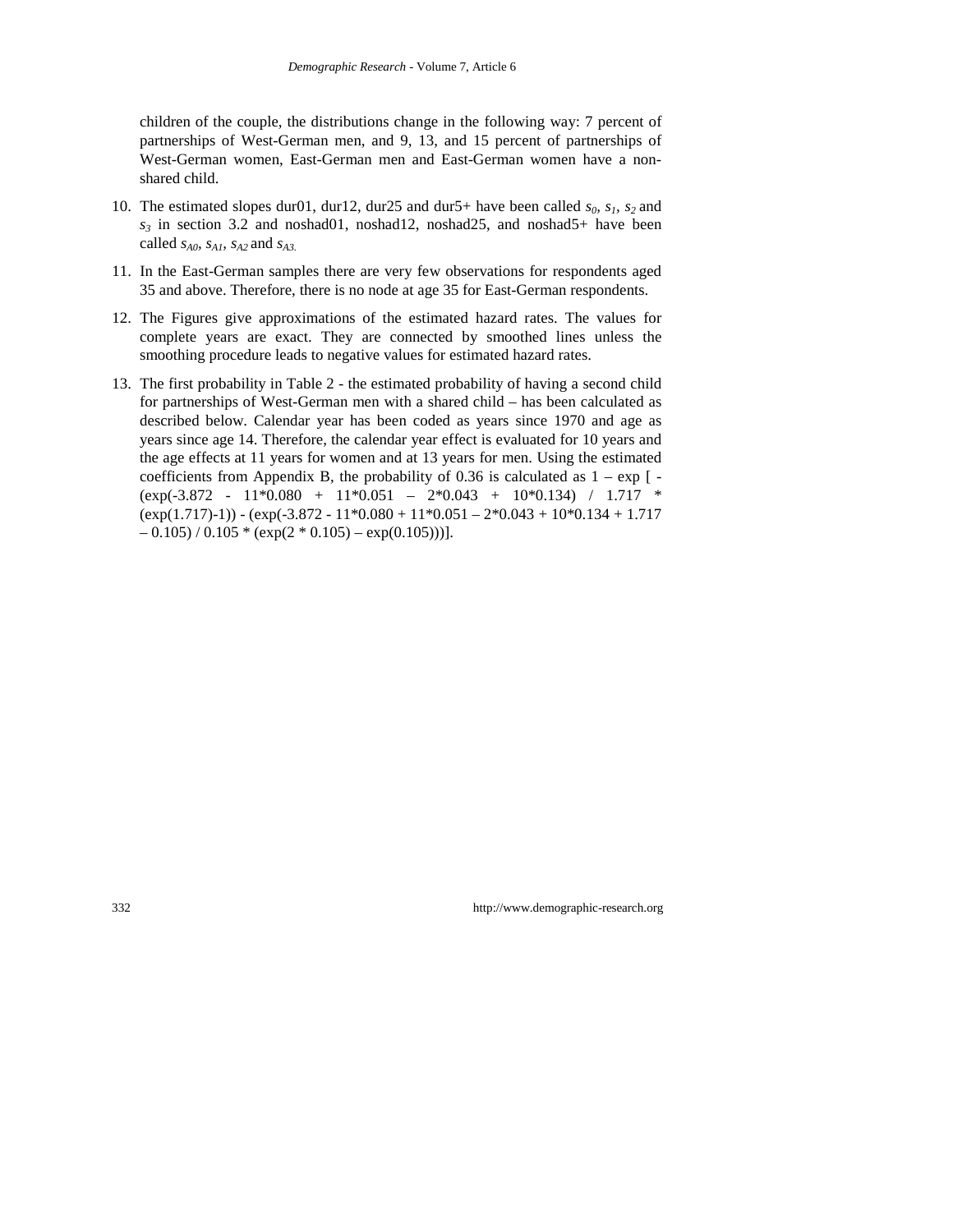children of the couple, the distributions change in the following way: 7 percent of partnerships of West-German men, and 9, 13, and 15 percent of partnerships of West-German women, East-German men and East-German women have a non-shared child.

10. The estimated slopes dur01, dur12, dur25 and dur5+ have been called $s_0$, $s_1$, $s_2$ and $s_3$ in section 3.2 and noshad01, noshad12, noshad25, and noshad5+ have been called $s_{A0}$, $s_{A1}$, $s_{A2}$ and $s_{A3}$.

11. In the East-German samples there are very few observations for respondents aged 35 and above. Therefore, there is no node at age 35 for East-German respondents.

12. The Figures give approximations of the estimated hazard rates. The values for complete years are exact. They are connected by smoothed lines unless the smoothing procedure leads to negative values for estimated hazard rates.

13. The first probability in Table 2 - the estimated probability of having a second child for partnerships of West-German men with a shared child – has been calculated as described below. Calendar year has been coded as years since 1970 and age as years since age 14. Therefore, the calendar year effect is evaluated for 10 years and the age effects at 11 years for women and at 13 years for men. Using the estimated coefficients from Appendix B, the probability of 0.36 is calculated as 1 – exp [ -(exp(-3.872 - 11*0.080 + 11*0.051 – 2*0.043 + 10*0.134) / 1.717 * (exp(1.717)-1)) - (exp(-3.872 - 11*0.080 + 11*0.051 – 2*0.043 + 10*0.134 + 1.717 – 0.105) / 0.105 * (exp(2 * 0.105) – exp(0.105)))].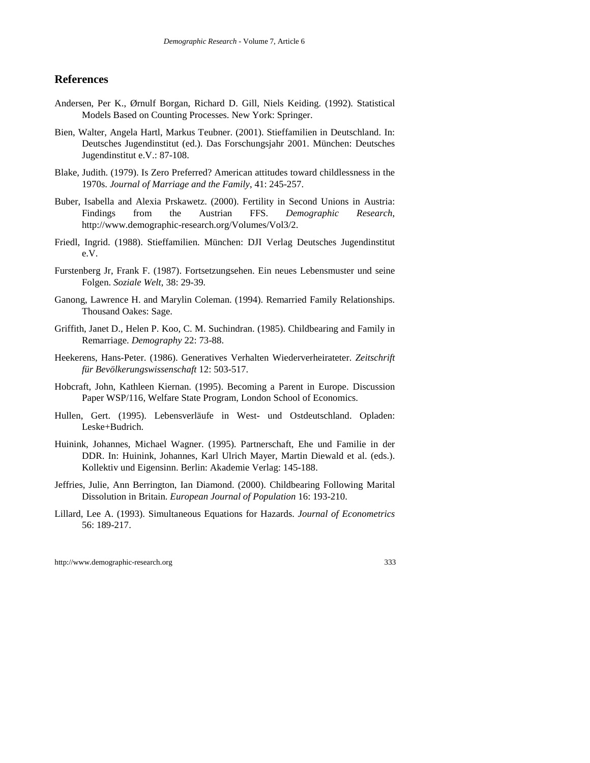## References

Andersen, Per K., Ørnulf Borgan, Richard D. Gill, Niels Keiding. (1992). Statistical Models Based on Counting Processes. New York: Springer.

Bien, Walter, Angela Hartl, Markus Teubner. (2001). Stieffamilien in Deutschland. In: Deutsches Jugendinstitut (ed.). Das Forschungsjahr 2001. München: Deutsches Jugendinstitut e.V.: 87-108.

Blake, Judith. (1979). Is Zero Preferred? American attitudes toward childlessness in the 1970s. *Journal of Marriage and the Family*, 41: 245-257.

Buber, Isabella and Alexia Prskawetz. (2000). Fertility in Second Unions in Austria: Findings from the Austrian FFS. *Demographic Research*, http://www.demographic-research.org/Volumes/Vol3/2.

Friedl, Ingrid. (1988). Stieffamilien. München: DJI Verlag Deutsches Jugendinstitut e.V.

Furstenberg Jr, Frank F. (1987). Fortsetzungsehen. Ein neues Lebensmuster und seine Folgen. *Soziale Welt*, 38: 29-39.

Ganong, Lawrence H. and Marylin Coleman. (1994). Remarried Family Relationships. Thousand Oakes: Sage.

Griffith, Janet D., Helen P. Koo, C. M. Suchindran. (1985). Childbearing and Family in Remarriage. *Demography* 22: 73-88.

Heekerens, Hans-Peter. (1986). Generatives Verhalten Wiederverheirateter. *Zeitschrift für Bevölkerungswissenschaft* 12: 503-517.

Hobcraft, John, Kathleen Kiernan. (1995). Becoming a Parent in Europe. Discussion Paper WSP/116, Welfare State Program, London School of Economics.

Hullen, Gert. (1995). Lebensverläufe in West- und Ostdeutschland. Opladen: Leske+Budrich.

Huinink, Johannes, Michael Wagner. (1995). Partnerschaft, Ehe und Familie in der DDR. In: Huinink, Johannes, Karl Ulrich Mayer, Martin Diewald et al. (eds.). Kollektiv und Eigensinn. Berlin: Akademie Verlag: 145-188.

Jeffries, Julie, Ann Berrington, Ian Diamond. (2000). Childbearing Following Marital Dissolution in Britain. *European Journal of Population* 16: 193-210.

Lillard, Lee A. (1993). Simultaneous Equations for Hazards. *Journal of Econometrics* 56: 189-217.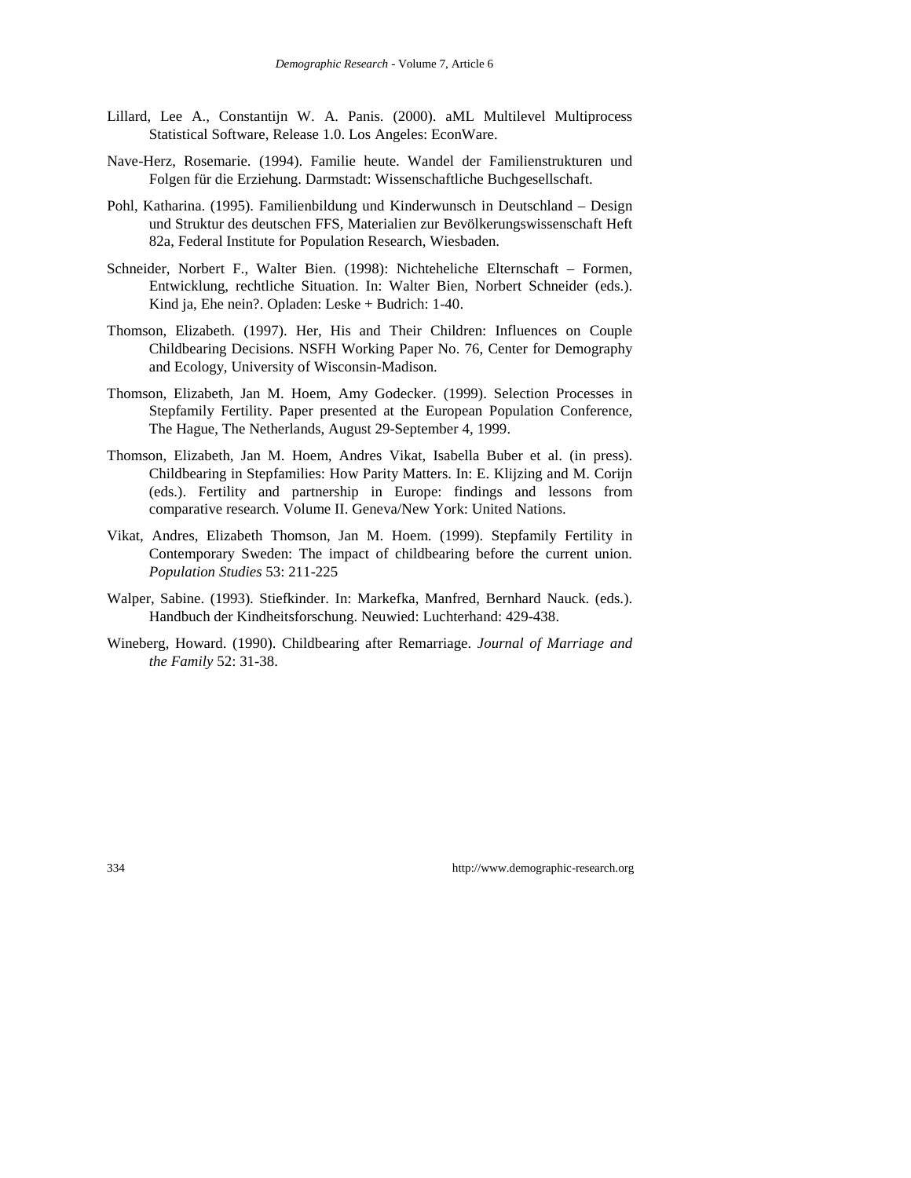Lillard, Lee A., Constantijn W. A. Panis. (2000). aML Multilevel Multiprocess Statistical Software, Release 1.0. Los Angeles: EconWare.

Nave-Herz, Rosemarie. (1994). Familie heute. Wandel der Familienstrukturen und Folgen für die Erziehung. Darmstadt: Wissenschaftliche Buchgesellschaft.

Pohl, Katharina. (1995). Familienbildung und Kinderwunsch in Deutschland – Design und Struktur des deutschen FFS, Materialien zur Bevölkerungswissenschaft Heft 82a, Federal Institute for Population Research, Wiesbaden.

Schneider, Norbert F., Walter Bien. (1998): Nichteheliche Elternschaft – Formen, Entwicklung, rechtliche Situation. In: Walter Bien, Norbert Schneider (eds.). Kind ja, Ehe nein?. Opladen: Leske + Budrich: 1-40.

Thomson, Elizabeth. (1997). Her, His and Their Children: Influences on Couple Childbearing Decisions. NSFH Working Paper No. 76, Center for Demography and Ecology, University of Wisconsin-Madison.

Thomson, Elizabeth, Jan M. Hoem, Amy Godecker. (1999). Selection Processes in Stepfamily Fertility. Paper presented at the European Population Conference, The Hague, The Netherlands, August 29-September 4, 1999.

Thomson, Elizabeth, Jan M. Hoem, Andres Vikat, Isabella Buber et al. (in press). Childbearing in Stepfamilies: How Parity Matters. In: E. Klijzing and M. Corijn (eds.). Fertility and partnership in Europe: findings and lessons from comparative research. Volume II. Geneva/New York: United Nations.

Vikat, Andres, Elizabeth Thomson, Jan M. Hoem. (1999). Stepfamily Fertility in Contemporary Sweden: The impact of childbearing before the current union. *Population Studies* 53: 211-225

Walper, Sabine. (1993). Stiefkinder. In: Markefka, Manfred, Bernhard Nauck. (eds.). Handbuch der Kindheitsforschung. Neuwied: Luchterhand: 429-438.

Wineberg, Howard. (1990). Childbearing after Remarriage. *Journal of Marriage and the Family* 52: 31-38.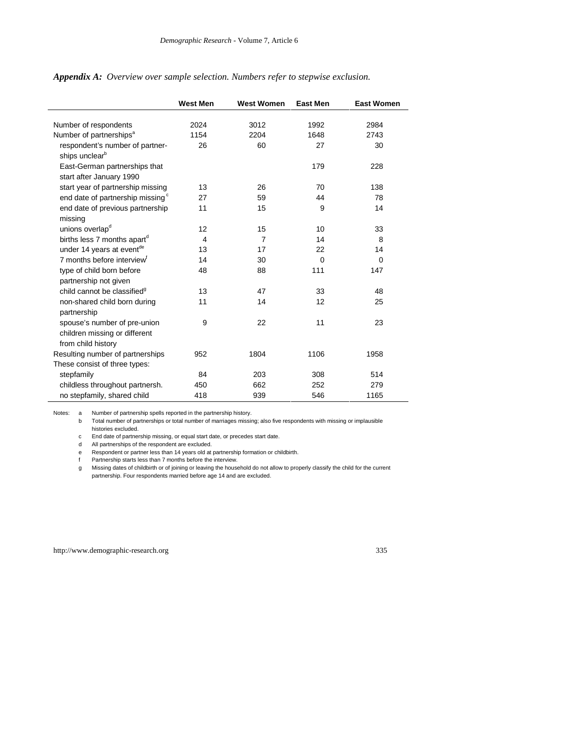***Appendix A:*** *Overview over sample selection. Numbers refer to stepwise exclusion.*

| | West Men | West Women | East Men | East Women |
|---|---|---|---|---|
| Number of respondents | 2024 | 3012 | 1992 | 2984 |
| Number of partnerships[a] | 1154 | 2204 | 1648 | 2743 |
| respondent's number of partnerships unclear[b] | 26 | 60 | 27 | 30 |
| East-German partnerships that start after January 1990 | | | 179 | 228 |
| start year of partnership missing | 13 | 26 | 70 | 138 |
| end date of partnership missing[c] | 27 | 59 | 44 | 78 |
| end date of previous partnership missing | 11 | 15 | 9 | 14 |
| unions overlap[d] | 12 | 15 | 10 | 33 |
| births less 7 months apart[d] | 4 | 7 | 14 | 8 |
| under 14 years at event[de] | 13 | 17 | 22 | 14 |
| 7 months before interview[f] | 14 | 30 | 0 | 0 |
| type of child born before partnership not given | 48 | 88 | 111 | 147 |
| child cannot be classified[g] | 13 | 47 | 33 | 48 |
| non-shared child born during partnership | 11 | 14 | 12 | 25 |
| spouse's number of pre-union children missing or different from child history | 9 | 22 | 11 | 23 |
| Resulting number of partnerships | 952 | 1804 | 1106 | 1958 |
| These consist of three types: | | | | |
| stepfamily | 84 | 203 | 308 | 514 |
| childless throughout partnersh. | 450 | 662 | 252 | 279 |
| no stepfamily, shared child | 418 | 939 | 546 | 1165 |

Notes:
a Number of partnership spells reported in the partnership history.
b Total number of partnerships or total number of marriages missing; also five respondents with missing or implausible histories excluded.
c End date of partnership missing, or equal start date, or precedes start date.
d All partnerships of the respondent are excluded.
e Respondent or partner less than 14 years old at partnership formation or childbirth.
f Partnership starts less than 7 months before the interview.
g Missing dates of childbirth or of joining or leaving the household do not allow to properly classify the child for the current partnership. Four respondents married before age 14 and are excluded.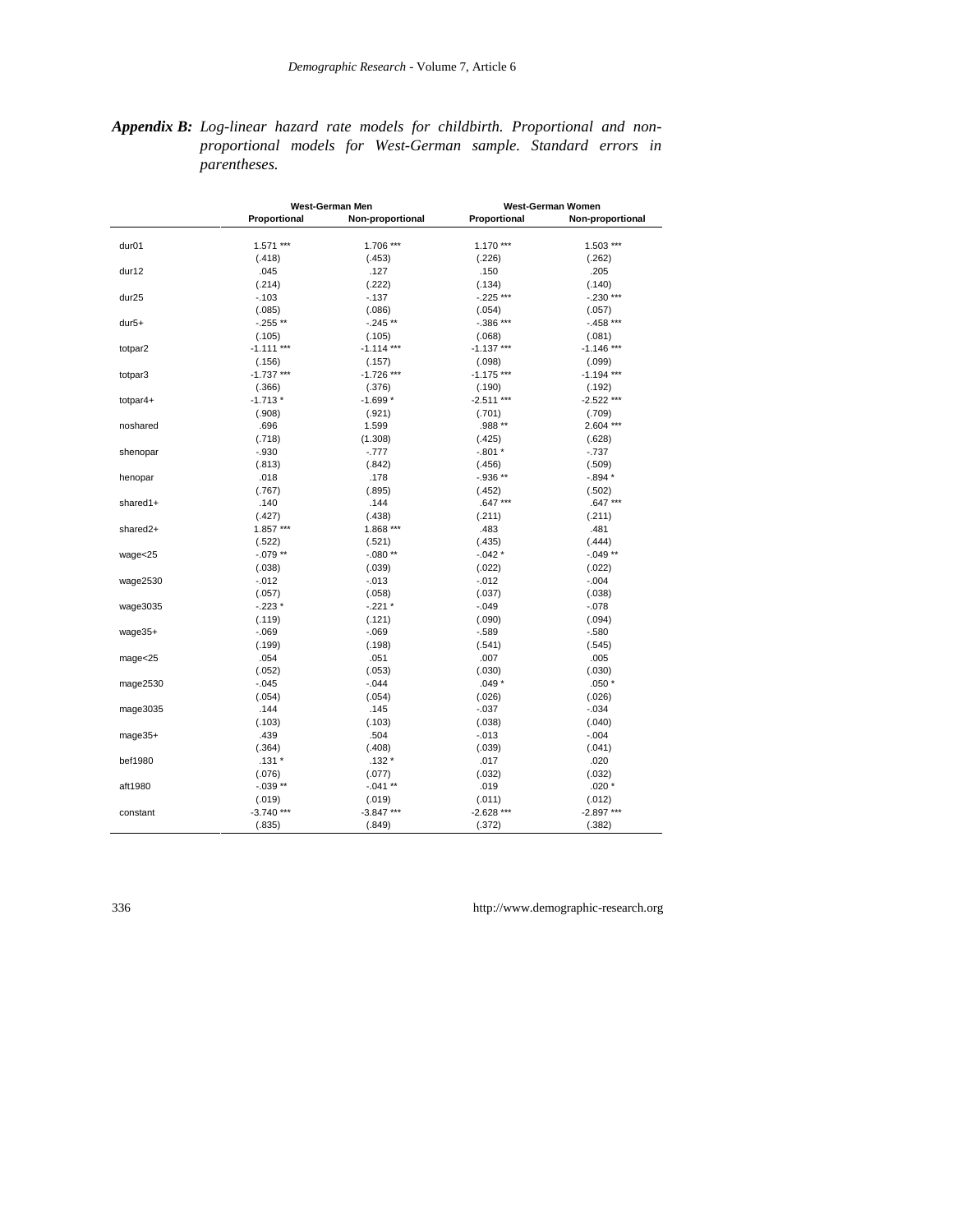***Appendix B:*** *Log-linear hazard rate models for childbirth. Proportional and non-proportional models for West-German sample. Standard errors in parentheses.*

| | West-German Men | | West-German Women | |
|---|---|---|---|---|
| | Proportional | Non-proportional | Proportional | Non-proportional |
| dur01 | 1.571 *** | 1.706 *** | 1.170 *** | 1.503 *** |
| | (.418) | (.453) | (.226) | (.262) |
| dur12 | .045 | .127 | .150 | .205 |
| | (.214) | (.222) | (.134) | (.140) |
| dur25 | -.103 | -.137 | -.225 *** | -.230 *** |
| | (.085) | (.086) | (.054) | (.057) |
| dur5+ | -.255 ** | -.245 ** | -.386 *** | -.458 *** |
| | (.105) | (.105) | (.068) | (.081) |
| totpar2 | -1.111 *** | -1.114 *** | -1.137 *** | -1.146 *** |
| | (.156) | (.157) | (.098) | (.099) |
| totpar3 | -1.737 *** | -1.726 *** | -1.175 *** | -1.194 *** |
| | (.366) | (.376) | (.190) | (.192) |
| totpar4+ | -1.713 * | -1.699 * | -2.511 *** | -2.522 *** |
| | (.908) | (.921) | (.701) | (.709) |
| noshared | .696 | 1.599 | .988 ** | 2.604 *** |
| | (.718) | (1.308) | (.425) | (.628) |
| shenopar | -.930 | -.777 | -.801 * | -.737 |
| | (.813) | (.842) | (.456) | (.509) |
| henopar | .018 | .178 | -.936 ** | -.894 * |
| | (.767) | (.895) | (.452) | (.502) |
| shared1+ | .140 | .144 | .647 *** | .647 *** |
| | (.427) | (.438) | (.211) | (.211) |
| shared2+ | 1.857 *** | 1.868 *** | .483 | .481 |
| | (.522) | (.521) | (.435) | (.444) |
| wage<25 | -.079 ** | -.080 ** | -.042 * | -.049 ** |
| | (.038) | (.039) | (.022) | (.022) |
| wage2530 | -.012 | -.013 | -.012 | -.004 |
| | (.057) | (.058) | (.037) | (.038) |
| wage3035 | -.223 * | -.221 * | -.049 | -.078 |
| | (.119) | (.121) | (.090) | (.094) |
| wage35+ | -.069 | -.069 | -.589 | -.580 |
| | (.199) | (.198) | (.541) | (.545) |
| mage<25 | .054 | .051 | .007 | .005 |
| | (.052) | (.053) | (.030) | (.030) |
| mage2530 | -.045 | -.044 | .049 * | .050 * |
| | (.054) | (.054) | (.026) | (.026) |
| mage3035 | .144 | .145 | -.037 | -.034 |
| | (.103) | (.103) | (.038) | (.040) |
| mage35+ | .439 | .504 | -.013 | -.004 |
| | (.364) | (.408) | (.039) | (.041) |
| bef1980 | .131 * | .132 * | .017 | .020 |
| | (.076) | (.077) | (.032) | (.032) |
| aft1980 | -.039 ** | -.041 ** | .019 | .020 * |
| | (.019) | (.019) | (.011) | (.012) |
| constant | -3.740 *** | -3.847 *** | -2.628 *** | -2.897 *** |
| | (.835) | (.849) | (.372) | (.382) |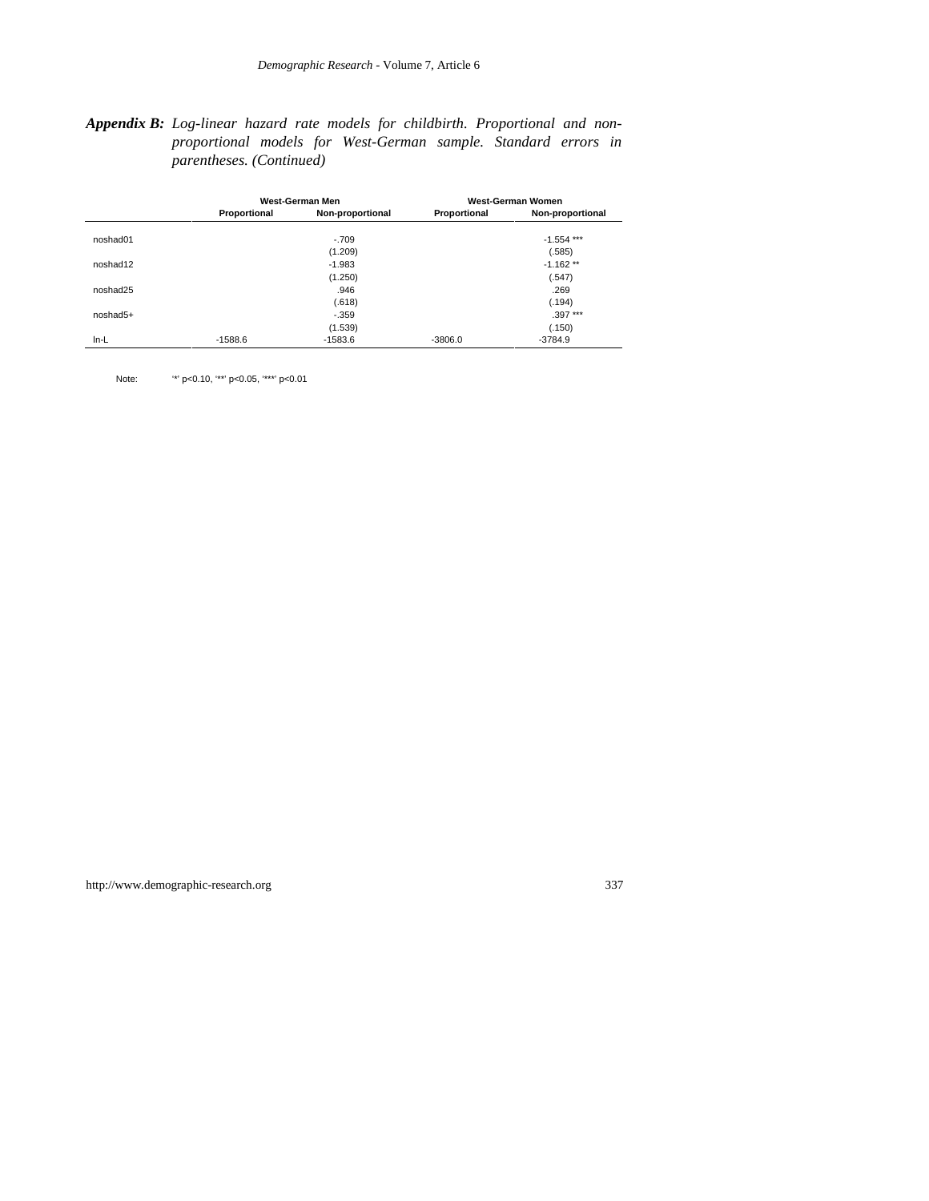***Appendix B:*** *Log-linear hazard rate models for childbirth. Proportional and non-proportional models for West-German sample. Standard errors in parentheses. (Continued)*

| | West-German Men | | West-German Women | |
|---|---|---|---|---|
| | **Proportional** | **Non-proportional** | **Proportional** | **Non-proportional** |
| noshad01 | | -.709 | | -1.554 *** |
| | | (1.209) | | (.585) |
| noshad12 | | -1.983 | | -1.162 ** |
| | | (1.250) | | (.547) |
| noshad25 | | .946 | | .269 |
| | | (.618) | | (.194) |
| noshad5+ | | -.359 | | .397 *** |
| | | (1.539) | | (.150) |
| ln-L | -1588.6 | -1583.6 | -3806.0 | -3784.9 |

Note: '*' p<0.10, '**' p<0.05, '***' p<0.01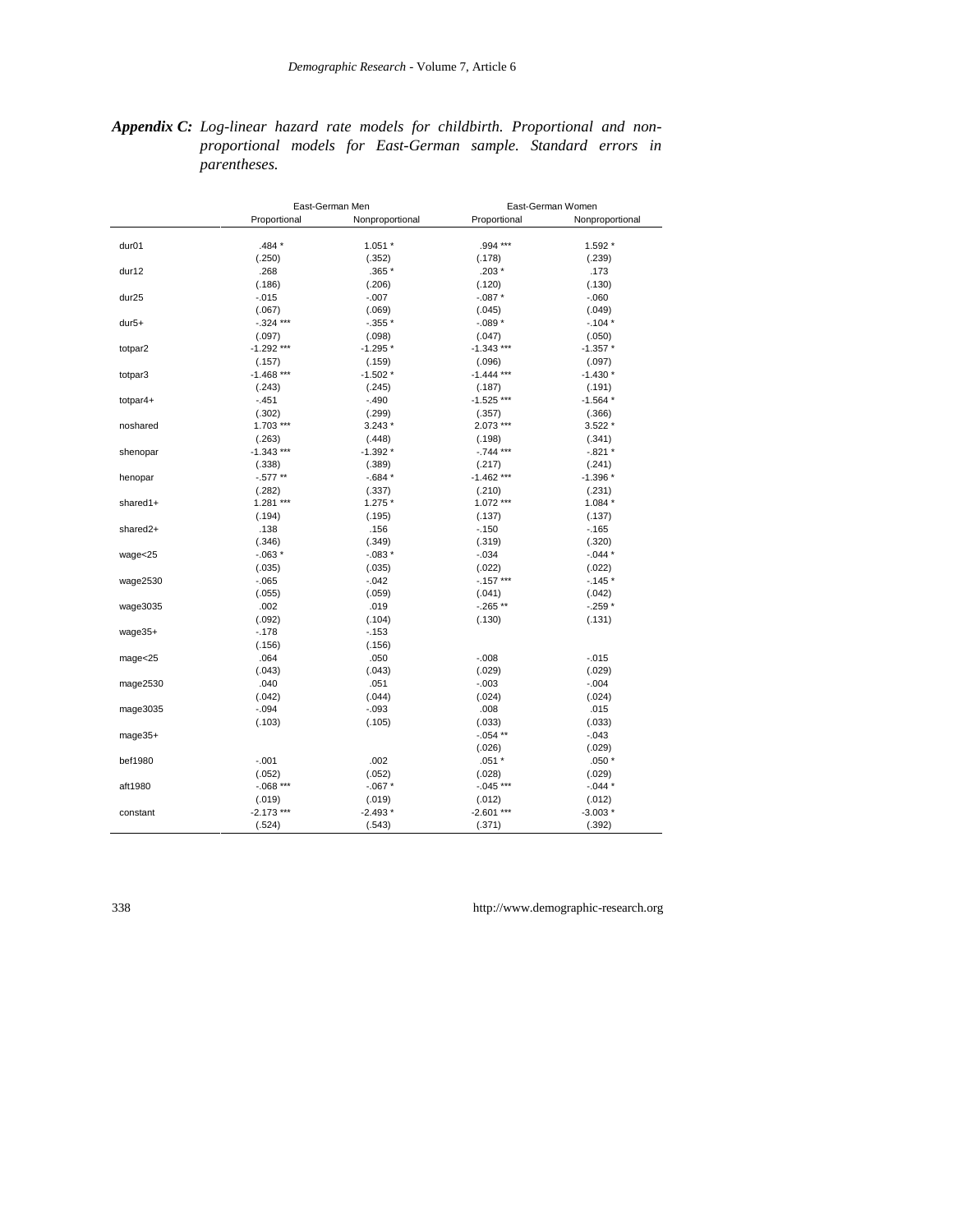***Appendix C:*** *Log-linear hazard rate models for childbirth. Proportional and non-proportional models for East-German sample. Standard errors in parentheses.*

| | East-German Men | | East-German Women | |
|---|---|---|---|---|
| | Proportional | Nonproportional | Proportional | Nonproportional |
| dur01 | .484 * | 1.051 * | .994 *** | 1.592 * |
| | (.250) | (.352) | (.178) | (.239) |
| dur12 | .268 | .365 * | .203 * | .173 |
| | (.186) | (.206) | (.120) | (.130) |
| dur25 | -.015 | -.007 | -.087 * | -.060 |
| | (.067) | (.069) | (.045) | (.049) |
| dur5+ | -.324 *** | -.355 * | -.089 * | -.104 * |
| | (.097) | (.098) | (.047) | (.050) |
| totpar2 | -1.292 *** | -1.295 * | -1.343 *** | -1.357 * |
| | (.157) | (.159) | (.096) | (.097) |
| totpar3 | -1.468 *** | -1.502 * | -1.444 *** | -1.430 * |
| | (.243) | (.245) | (.187) | (.191) |
| totpar4+ | -.451 | -.490 | -1.525 *** | -1.564 * |
| | (.302) | (.299) | (.357) | (.366) |
| noshared | 1.703 *** | 3.243 * | 2.073 *** | 3.522 * |
| | (.263) | (.448) | (.198) | (.341) |
| shenopar | -1.343 *** | -1.392 * | -.744 *** | -.821 * |
| | (.338) | (.389) | (.217) | (.241) |
| henopar | -.577 ** | -.684 * | -1.462 *** | -1.396 * |
| | (.282) | (.337) | (.210) | (.231) |
| shared1+ | 1.281 *** | 1.275 * | 1.072 *** | 1.084 * |
| | (.194) | (.195) | (.137) | (.137) |
| shared2+ | .138 | .156 | -.150 | -.165 |
| | (.346) | (.349) | (.319) | (.320) |
| wage<25 | -.063 * | -.083 * | -.034 | -.044 * |
| | (.035) | (.035) | (.022) | (.022) |
| wage2530 | -.065 | -.042 | -.157 *** | -.145 * |
| | (.055) | (.059) | (.041) | (.042) |
| wage3035 | .002 | .019 | -.265 ** | -.259 * |
| | (.092) | (.104) | (.130) | (.131) |
| wage35+ | -.178 | -.153 | | |
| | (.156) | (.156) | | |
| mage<25 | .064 | .050 | -.008 | -.015 |
| | (.043) | (.043) | (.029) | (.029) |
| mage2530 | .040 | .051 | -.003 | -.004 |
| | (.042) | (.044) | (.024) | (.024) |
| mage3035 | -.094 | -.093 | .008 | .015 |
| | (.103) | (.105) | (.033) | (.033) |
| mage35+ | | | -.054 ** | -.043 |
| | | | (.026) | (.029) |
| bef1980 | -.001 | .002 | .051 * | .050 * |
| | (.052) | (.052) | (.028) | (.029) |
| aft1980 | -.068 *** | -.067 * | -.045 *** | -.044 * |
| | (.019) | (.019) | (.012) | (.012) |
| constant | -2.173 *** | -2.493 * | -2.601 *** | -3.003 * |
| | (.524) | (.543) | (.371) | (.392) |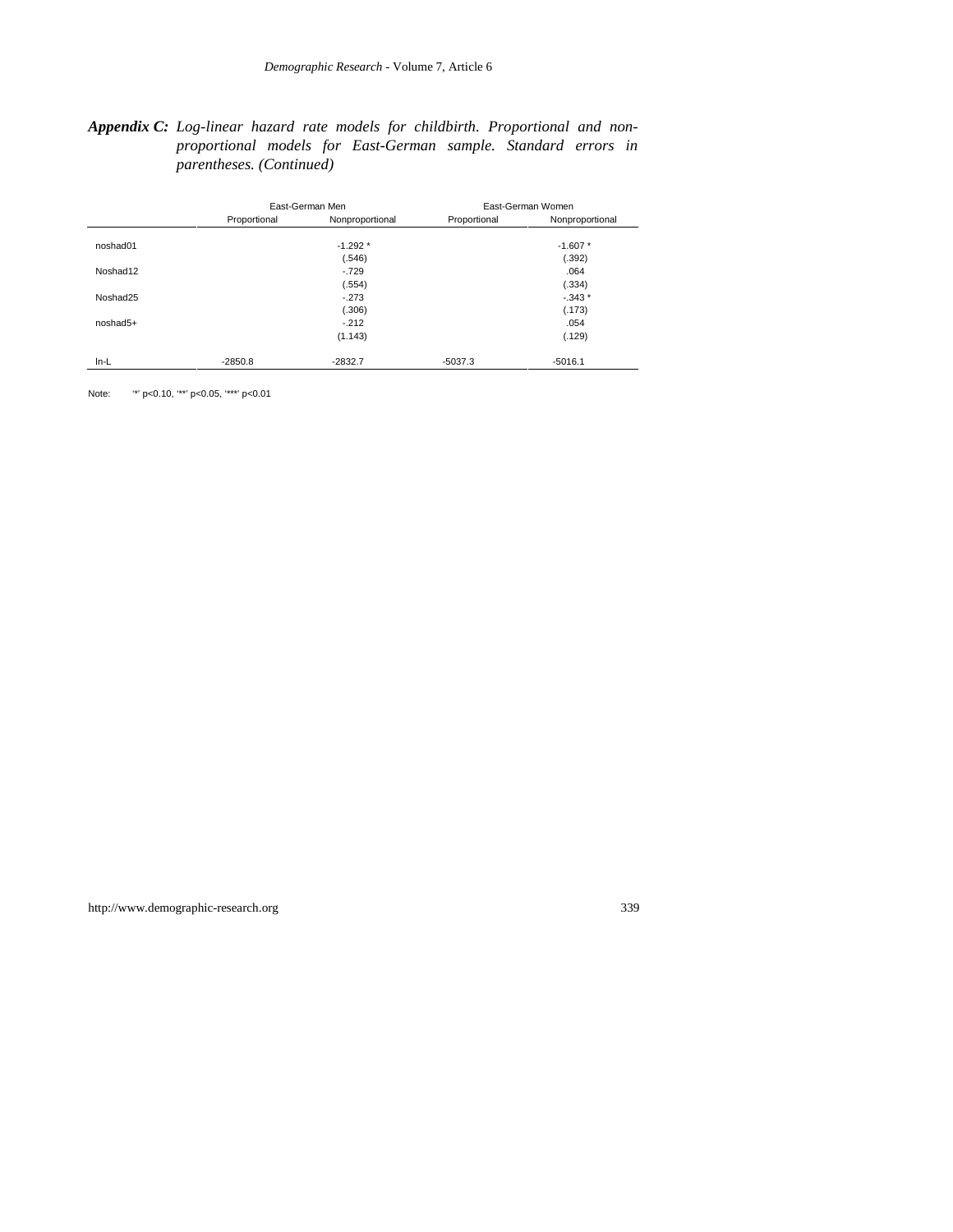***Appendix C:*** *Log-linear hazard rate models for childbirth. Proportional and non-proportional models for East-German sample. Standard errors in parentheses. (Continued)*

| | East-German Men | | East-German Women | |
|---|---|---|---|---|
| | Proportional | Nonproportional | Proportional | Nonproportional |
| noshad01 | | -1.292 * | | -1.607 * |
| | | (.546) | | (.392) |
| Noshad12 | | -.729 | | .064 |
| | | (.554) | | (.334) |
| Noshad25 | | -.273 | | -.343 * |
| | | (.306) | | (.173) |
| noshad5+ | | -.212 | | .054 |
| | | (1.143) | | (.129) |
| ln-L | -2850.8 | -2832.7 | -5037.3 | -5016.1 |

Note: '*' p<0.10, '**' p<0.05, '***' p<0.01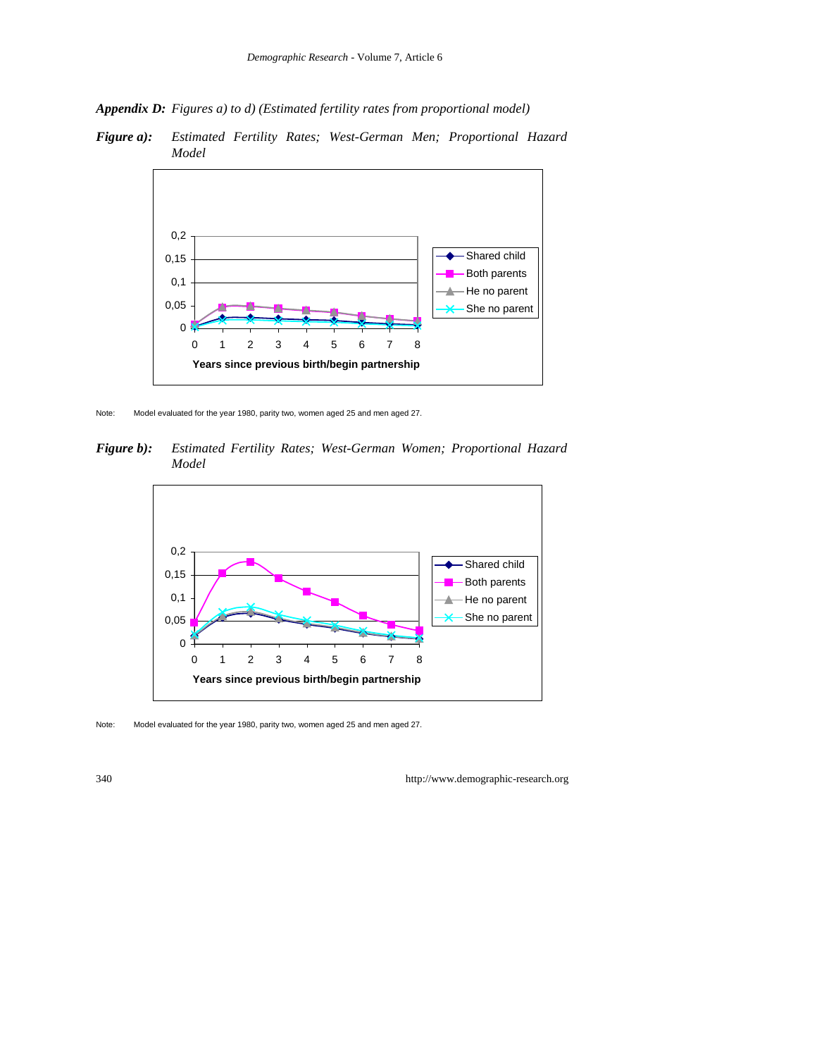**Appendix D:** *Figures a) to d) (Estimated fertility rates from proportional model)*

***Figure a):*** *Estimated Fertility Rates; West-German Men; Proportional Hazard Model*

Note: Model evaluated for the year 1980, parity two, women aged 25 and men aged 27.

***Figure b):*** *Estimated Fertility Rates; West-German Women; Proportional Hazard Model*

Note: Model evaluated for the year 1980, parity two, women aged 25 and men aged 27.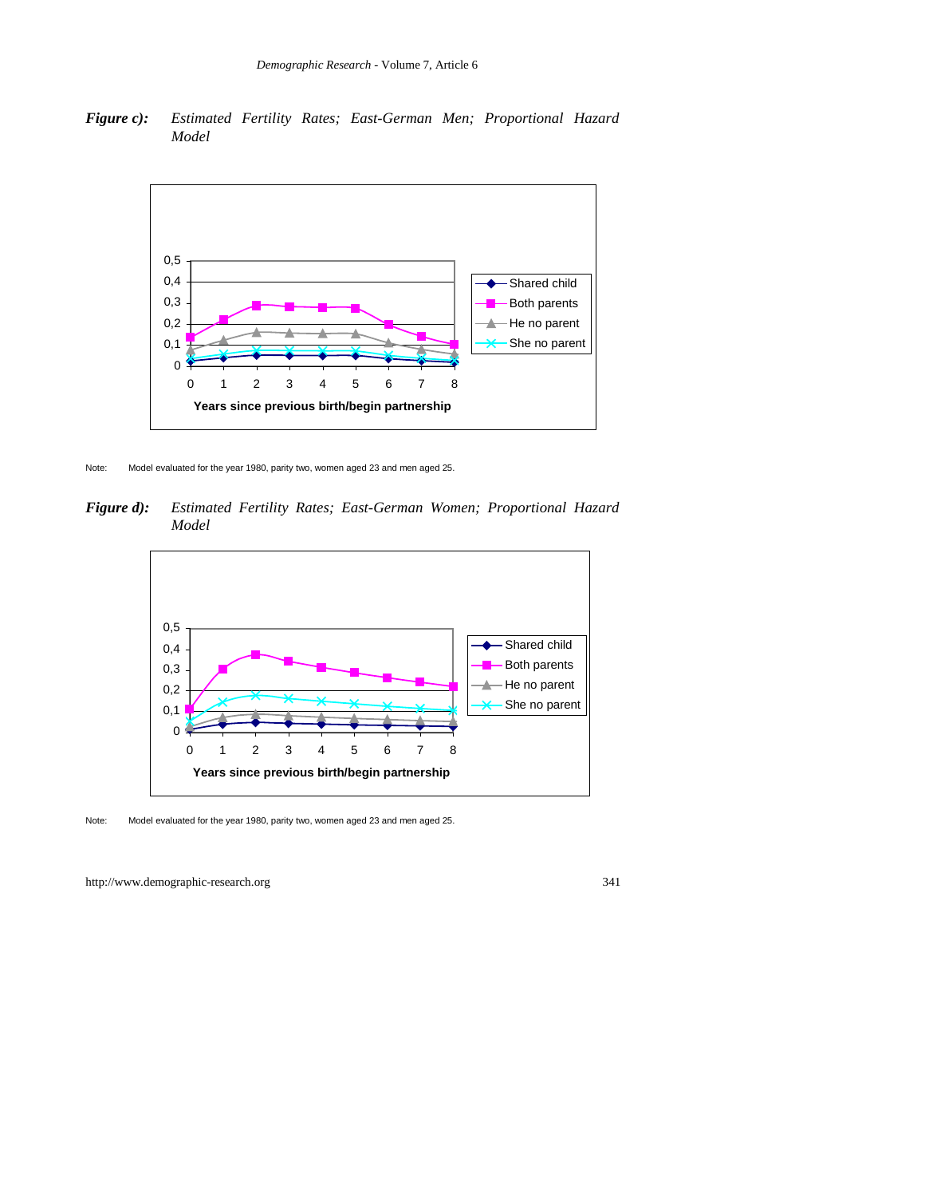***Figure c):*** *Estimated Fertility Rates; East-German Men; Proportional Hazard Model*

Note: Model evaluated for the year 1980, parity two, women aged 23 and men aged 25.

***Figure d):*** *Estimated Fertility Rates; East-German Women; Proportional Hazard Model*

Note: Model evaluated for the year 1980, parity two, women aged 23 and men aged 25.